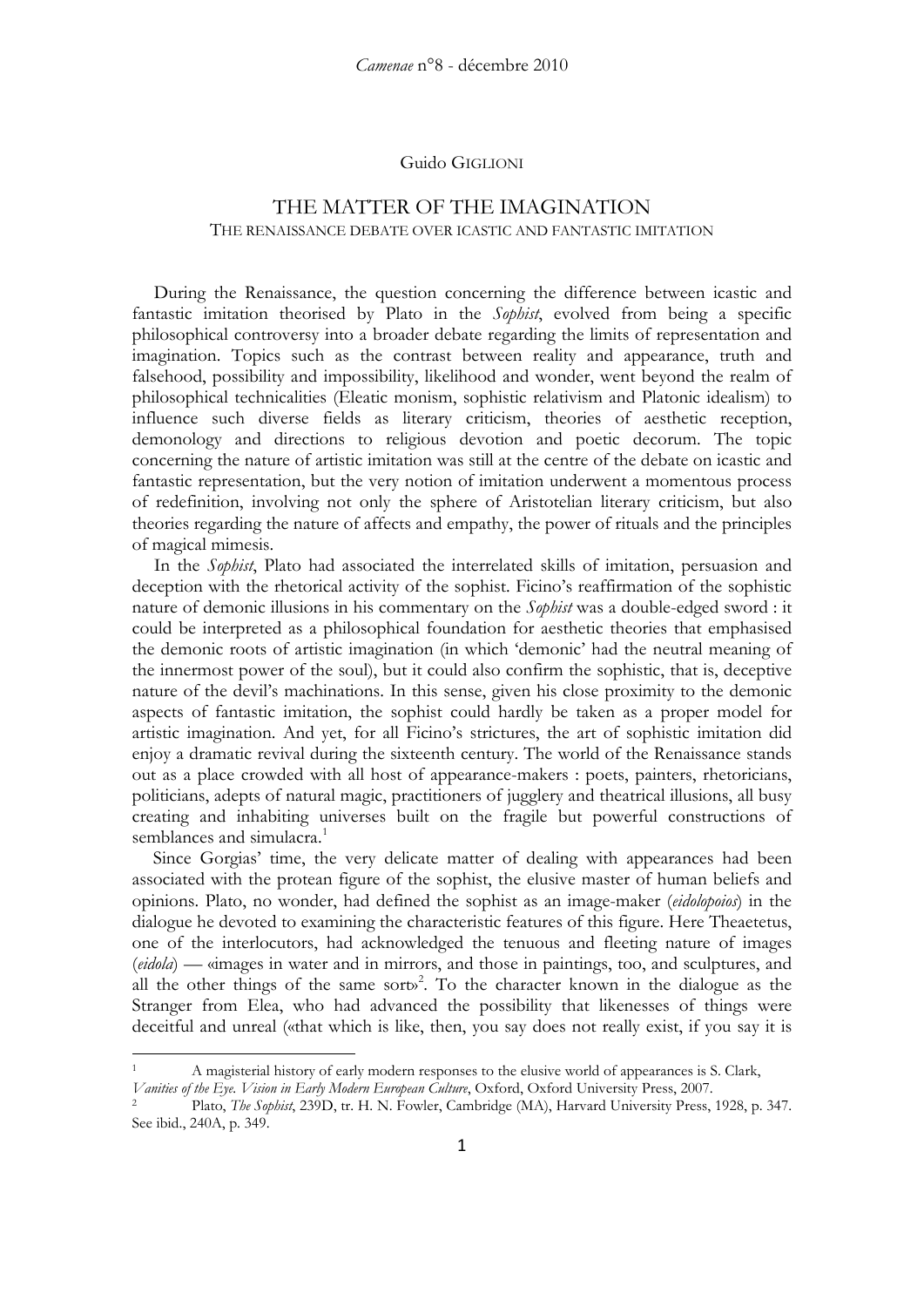Guido GIGLIONI

# THE MATTER OF THE IMAGINATION

## THE RENAISSANCE DEBATE OVER ICASTIC AND FANTASTIC IMITATION

During the Renaissance, the question concerning the difference between icastic and fantastic imitation theorised by Plato in the *Sophist*, evolved from being a specific philosophical controversy into a broader debate regarding the limits of representation and imagination. Topics such as the contrast between reality and appearance, truth and falsehood, possibility and impossibility, likelihood and wonder, went beyond the realm of philosophical technicalities (Eleatic monism, sophistic relativism and Platonic idealism) to influence such diverse fields as literary criticism, theories of aesthetic reception, demonology and directions to religious devotion and poetic decorum. The topic concerning the nature of artistic imitation was still at the centre of the debate on icastic and fantastic representation, but the very notion of imitation underwent a momentous process of redefinition, involving not only the sphere of Aristotelian literary criticism, but also theories regarding the nature of affects and empathy, the power of rituals and the principles of magical mimesis.

In the *Sophist*, Plato had associated the interrelated skills of imitation, persuasion and deception with the rhetorical activity of the sophist. Ficino's reaffirmation of the sophistic nature of demonic illusions in his commentary on the *Sophist* was a double-edged sword : it could be interpreted as a philosophical foundation for aesthetic theories that emphasised the demonic roots of artistic imagination (in which 'demonic' had the neutral meaning of the innermost power of the soul), but it could also confirm the sophistic, that is, deceptive nature of the devil's machinations. In this sense, given his close proximity to the demonic aspects of fantastic imitation, the sophist could hardly be taken as a proper model for artistic imagination. And yet, for all Ficino's strictures, the art of sophistic imitation did enjoy a dramatic revival during the sixteenth century. The world of the Renaissance stands out as a place crowded with all host of appearance-makers : poets, painters, rhetoricians, politicians, adepts of natural magic, practitioners of jugglery and theatrical illusions, all busy creating and inhabiting universes built on the fragile but powerful constructions of semblances and simulacra.[1]

Since Gorgias' time, the very delicate matter of dealing with appearances had been associated with the protean figure of the sophist, the elusive master of human beliefs and opinions. Plato, no wonder, had defined the sophist as an image-maker (*eidolopoios*) in the dialogue he devoted to examining the characteristic features of this figure. Here Theaetetus, one of the interlocutors, had acknowledged the tenuous and fleeting nature of images (*eidola*) — «images in water and in mirrors, and those in paintings, too, and sculptures, and all the other things of the same sort»[2]. To the character known in the dialogue as the Stranger from Elea, who had advanced the possibility that likenesses of things were deceitful and unreal («that which is like, then, you say does not really exist, if you say it is

---

[1] A magisterial history of early modern responses to the elusive world of appearances is S. Clark, *Vanities of the Eye. Vision in Early Modern European Culture*, Oxford, Oxford University Press, 2007.

[2] Plato, *The Sophist*, 239D, tr. H. N. Fowler, Cambridge (MA), Harvard University Press, 1928, p. 347. See ibid., 240A, p. 349.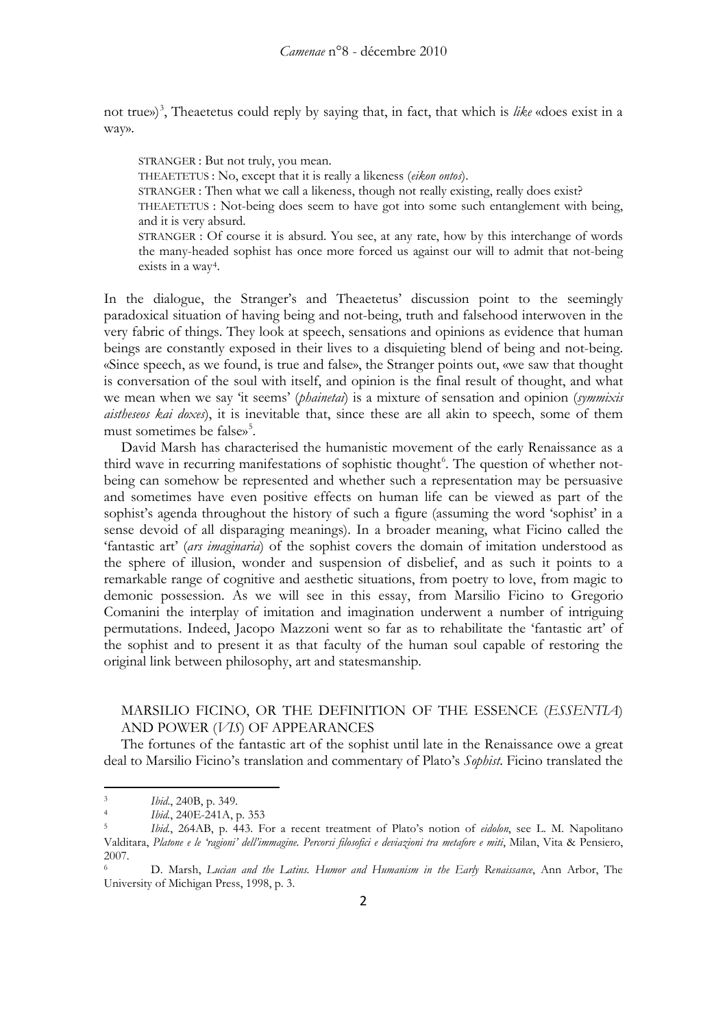not true»)[3], Theaetetus could reply by saying that, in fact, that which is *like* «does exist in a way».

> STRANGER : But not truly, you mean.
> THEAETETUS : No, except that it is really a likeness (*eikon ontos*).
> STRANGER : Then what we call a likeness, though not really existing, really does exist?
> THEAETETUS : Not-being does seem to have got into some such entanglement with being, and it is very absurd.
> STRANGER : Of course it is absurd. You see, at any rate, how by this interchange of words the many-headed sophist has once more forced us against our will to admit that not-being exists in a way[4].

In the dialogue, the Stranger's and Theaetetus' discussion point to the seemingly paradoxical situation of having being and not-being, truth and falsehood interwoven in the very fabric of things. They look at speech, sensations and opinions as evidence that human beings are constantly exposed in their lives to a disquieting blend of being and not-being. «Since speech, as we found, is true and false», the Stranger points out, «we saw that thought is conversation of the soul with itself, and opinion is the final result of thought, and what we mean when we say 'it seems' (*phainetai*) is a mixture of sensation and opinion (*symmixis aistheseos kai doxes*), it is inevitable that, since these are all akin to speech, some of them must sometimes be false»[5].

David Marsh has characterised the humanistic movement of the early Renaissance as a third wave in recurring manifestations of sophistic thought[6]. The question of whether not-being can somehow be represented and whether such a representation may be persuasive and sometimes have even positive effects on human life can be viewed as part of the sophist's agenda throughout the history of such a figure (assuming the word 'sophist' in a sense devoid of all disparaging meanings). In a broader meaning, what Ficino called the 'fantastic art' (*ars imaginaria*) of the sophist covers the domain of imitation understood as the sphere of illusion, wonder and suspension of disbelief, and as such it points to a remarkable range of cognitive and aesthetic situations, from poetry to love, from magic to demonic possession. As we will see in this essay, from Marsilio Ficino to Gregorio Comanini the interplay of imitation and imagination underwent a number of intriguing permutations. Indeed, Jacopo Mazzoni went so far as to rehabilitate the 'fantastic art' of the sophist and to present it as that faculty of the human soul capable of restoring the original link between philosophy, art and statesmanship.

## MARSILIO FICINO, OR THE DEFINITION OF THE ESSENCE (*ESSENTIA*) AND POWER (*VIS*) OF APPEARANCES

The fortunes of the fantastic art of the sophist until late in the Renaissance owe a great deal to Marsilio Ficino's translation and commentary of Plato's *Sophist*. Ficino translated the

---

[3] *Ibid.*, 240B, p. 349.

[4] *Ibid.*, 240E-241A, p. 353

[5] *Ibid.*, 264AB, p. 443. For a recent treatment of Plato's notion of *eidolon*, see L. M. Napolitano Valditara, *Platone e le 'ragioni' dell'immagine. Percorsi filosofici e deviazioni tra metafore e miti*, Milan, Vita & Pensiero, 2007.

[6] D. Marsh, *Lucian and the Latins. Humor and Humanism in the Early Renaissance*, Ann Arbor, The University of Michigan Press, 1998, p. 3.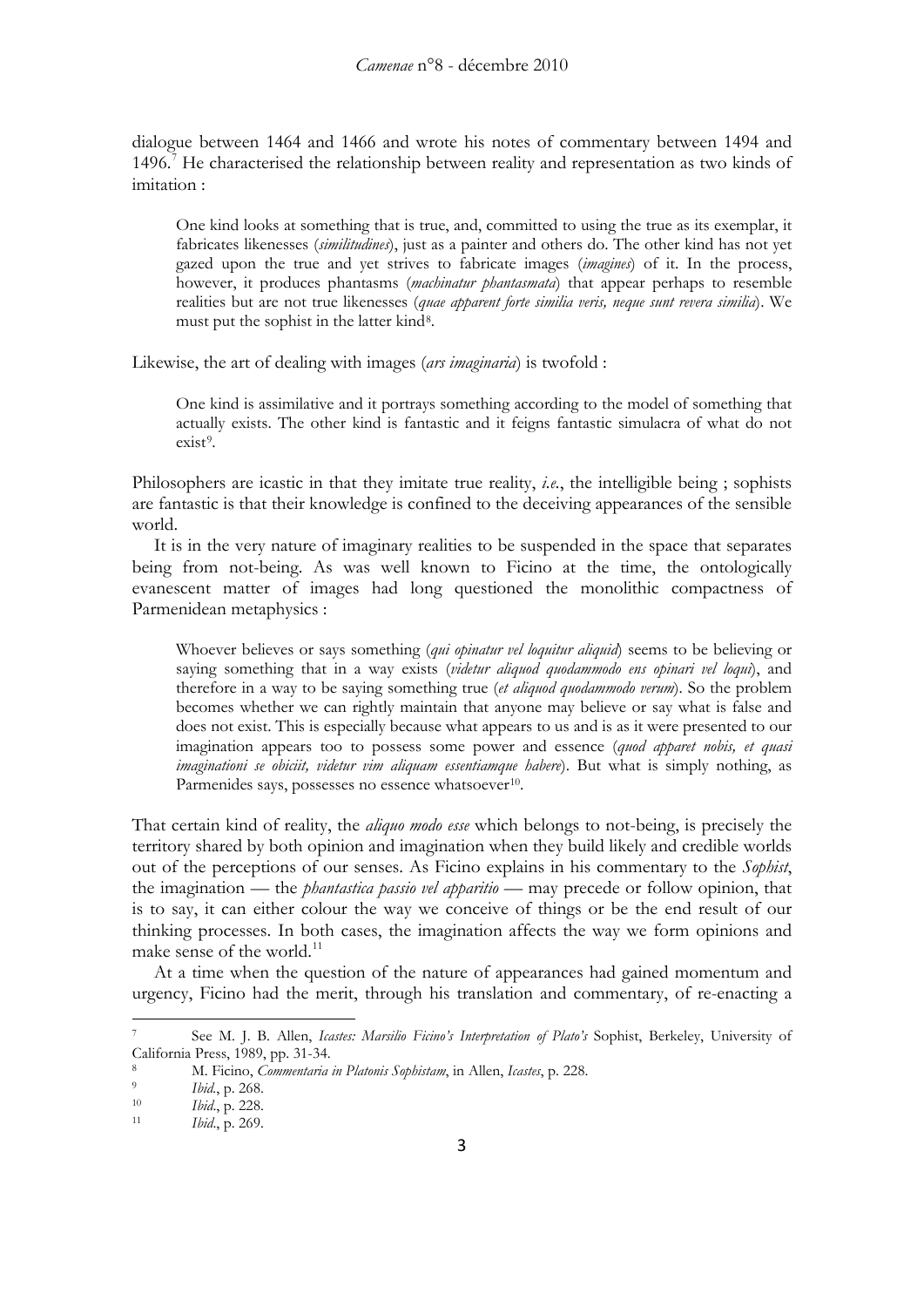dialogue between 1464 and 1466 and wrote his notes of commentary between 1494 and 1496.[7] He characterised the relationship between reality and representation as two kinds of imitation :

> One kind looks at something that is true, and, committed to using the true as its exemplar, it fabricates likenesses (*similitudines*), just as a painter and others do. The other kind has not yet gazed upon the true and yet strives to fabricate images (*imagines*) of it. In the process, however, it produces phantasms (*machinatur phantasmata*) that appear perhaps to resemble realities but are not true likenesses (*quae apparent forte similia veris, neque sunt revera similia*). We must put the sophist in the latter kind[8].

Likewise, the art of dealing with images (*ars imaginaria*) is twofold :

> One kind is assimilative and it portrays something according to the model of something that actually exists. The other kind is fantastic and it feigns fantastic simulacra of what do not exist[9].

Philosophers are icastic in that they imitate true reality, *i.e.*, the intelligible being ; sophists are fantastic is that their knowledge is confined to the deceiving appearances of the sensible world.

It is in the very nature of imaginary realities to be suspended in the space that separates being from not-being. As was well known to Ficino at the time, the ontologically evanescent matter of images had long questioned the monolithic compactness of Parmenidean metaphysics :

> Whoever believes or says something (*qui opinatur vel loquitur aliquid*) seems to be believing or saying something that in a way exists (*videtur aliquod quodammodo ens opinari vel loqui*), and therefore in a way to be saying something true (*et aliquod quodammodo verum*). So the problem becomes whether we can rightly maintain that anyone may believe or say what is false and does not exist. This is especially because what appears to us and is as it were presented to our imagination appears too to possess some power and essence (*quod apparet nobis, et quasi imaginationi se obiciit, videtur vim aliquam essentiamque habere*). But what is simply nothing, as Parmenides says, possesses no essence whatsoever[10].

That certain kind of reality, the *aliquo modo esse* which belongs to not-being, is precisely the territory shared by both opinion and imagination when they build likely and credible worlds out of the perceptions of our senses. As Ficino explains in his commentary to the *Sophist*, the imagination — the *phantastica passio vel apparitio* — may precede or follow opinion, that is to say, it can either colour the way we conceive of things or be the end result of our thinking processes. In both cases, the imagination affects the way we form opinions and make sense of the world.[11]

At a time when the question of the nature of appearances had gained momentum and urgency, Ficino had the merit, through his translation and commentary, of re-enacting a

---

[7] See M. J. B. Allen, *Icastes: Marsilio Ficino's Interpretation of Plato's* Sophist, Berkeley, University of California Press, 1989, pp. 31-34.

[8] M. Ficino, *Commentaria in Platonis Sophistam*, in Allen, *Icastes*, p. 228.

[9] *Ibid.*, p. 268.

[10] *Ibid.*, p. 228.

[11] *Ibid.*, p. 269.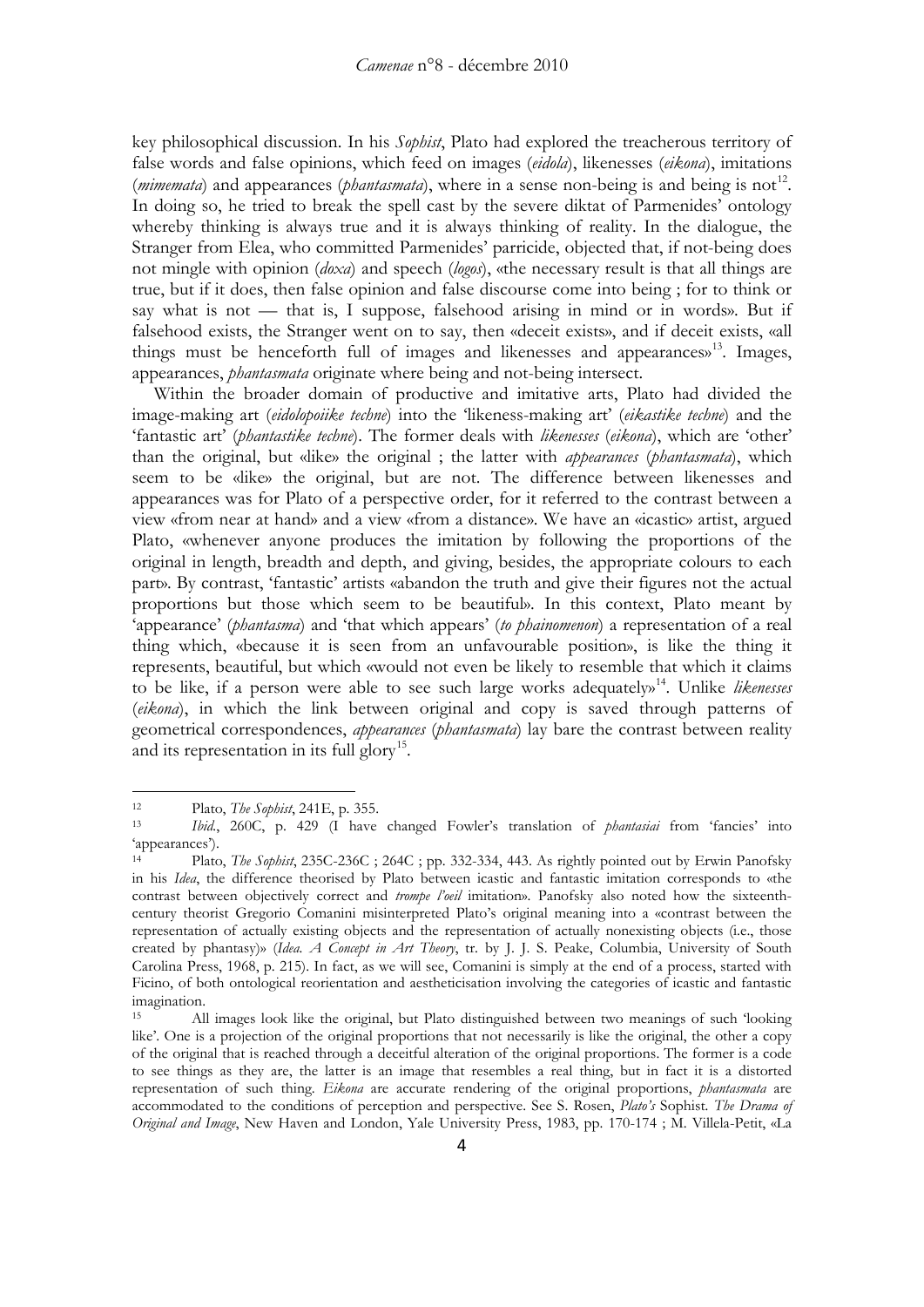key philosophical discussion. In his *Sophist*, Plato had explored the treacherous territory of false words and false opinions, which feed on images (*eidola*), likenesses (*eikona*), imitations (*mimemata*) and appearances (*phantasmata*), where in a sense non-being is and being is not[12]. In doing so, he tried to break the spell cast by the severe diktat of Parmenides' ontology whereby thinking is always true and it is always thinking of reality. In the dialogue, the Stranger from Elea, who committed Parmenides' parricide, objected that, if not-being does not mingle with opinion (*doxa*) and speech (*logos*), «the necessary result is that all things are true, but if it does, then false opinion and false discourse come into being ; for to think or say what is not — that is, I suppose, falsehood arising in mind or in words». But if falsehood exists, the Stranger went on to say, then «deceit exists», and if deceit exists, «all things must be henceforth full of images and likenesses and appearances»[13]. Images, appearances, *phantasmata* originate where being and not-being intersect.

Within the broader domain of productive and imitative arts, Plato had divided the image-making art (*eidolopoiike techne*) into the 'likeness-making art' (*eikastike techne*) and the 'fantastic art' (*phantastike techne*). The former deals with *likenesses* (*eikona*), which are 'other' than the original, but «like» the original ; the latter with *appearances* (*phantasmata*), which seem to be «like» the original, but are not. The difference between likenesses and appearances was for Plato of a perspective order, for it referred to the contrast between a view «from near at hand» and a view «from a distance». We have an «icastic» artist, argued Plato, «whenever anyone produces the imitation by following the proportions of the original in length, breadth and depth, and giving, besides, the appropriate colours to each part». By contrast, 'fantastic' artists «abandon the truth and give their figures not the actual proportions but those which seem to be beautiful». In this context, Plato meant by 'appearance' (*phantasma*) and 'that which appears' (*to phainomenon*) a representation of a real thing which, «because it is seen from an unfavourable position», is like the thing it represents, beautiful, but which «would not even be likely to resemble that which it claims to be like, if a person were able to see such large works adequately»[14]. Unlike *likenesses* (*eikona*), in which the link between original and copy is saved through patterns of geometrical correspondences, *appearances* (*phantasmata*) lay bare the contrast between reality and its representation in its full glory[15].

---

12 Plato, *The Sophist*, 241E, p. 355.

13 *Ibid.*, 260C, p. 429 (I have changed Fowler's translation of *phantasiai* from 'fancies' into 'appearances').

14 Plato, *The Sophist*, 235C-236C ; 264C ; pp. 332-334, 443. As rightly pointed out by Erwin Panofsky in his *Idea*, the difference theorised by Plato between icastic and fantastic imitation corresponds to «the contrast between objectively correct and *trompe l'oeil* imitation». Panofsky also noted how the sixteenth-century theorist Gregorio Comanini misinterpreted Plato's original meaning into a «contrast between the representation of actually existing objects and the representation of actually nonexisting objects (i.e., those created by phantasy)» (*Idea. A Concept in Art Theory*, tr. by J. J. S. Peake, Columbia, University of South Carolina Press, 1968, p. 215). In fact, as we will see, Comanini is simply at the end of a process, started with Ficino, of both ontological reorientation and aestheticisation involving the categories of icastic and fantastic imagination.

15 All images look like the original, but Plato distinguished between two meanings of such 'looking like'. One is a projection of the original proportions that not necessarily is like the original, the other a copy of the original that is reached through a deceitful alteration of the original proportions. The former is a code to see things as they are, the latter is an image that resembles a real thing, but in fact it is a distorted representation of such thing. *Eikona* are accurate rendering of the original proportions, *phantasmata* are accommodated to the conditions of perception and perspective. See S. Rosen, *Plato's* Sophist. *The Drama of Original and Image*, New Haven and London, Yale University Press, 1983, pp. 170-174 ; M. Villela-Petit, «La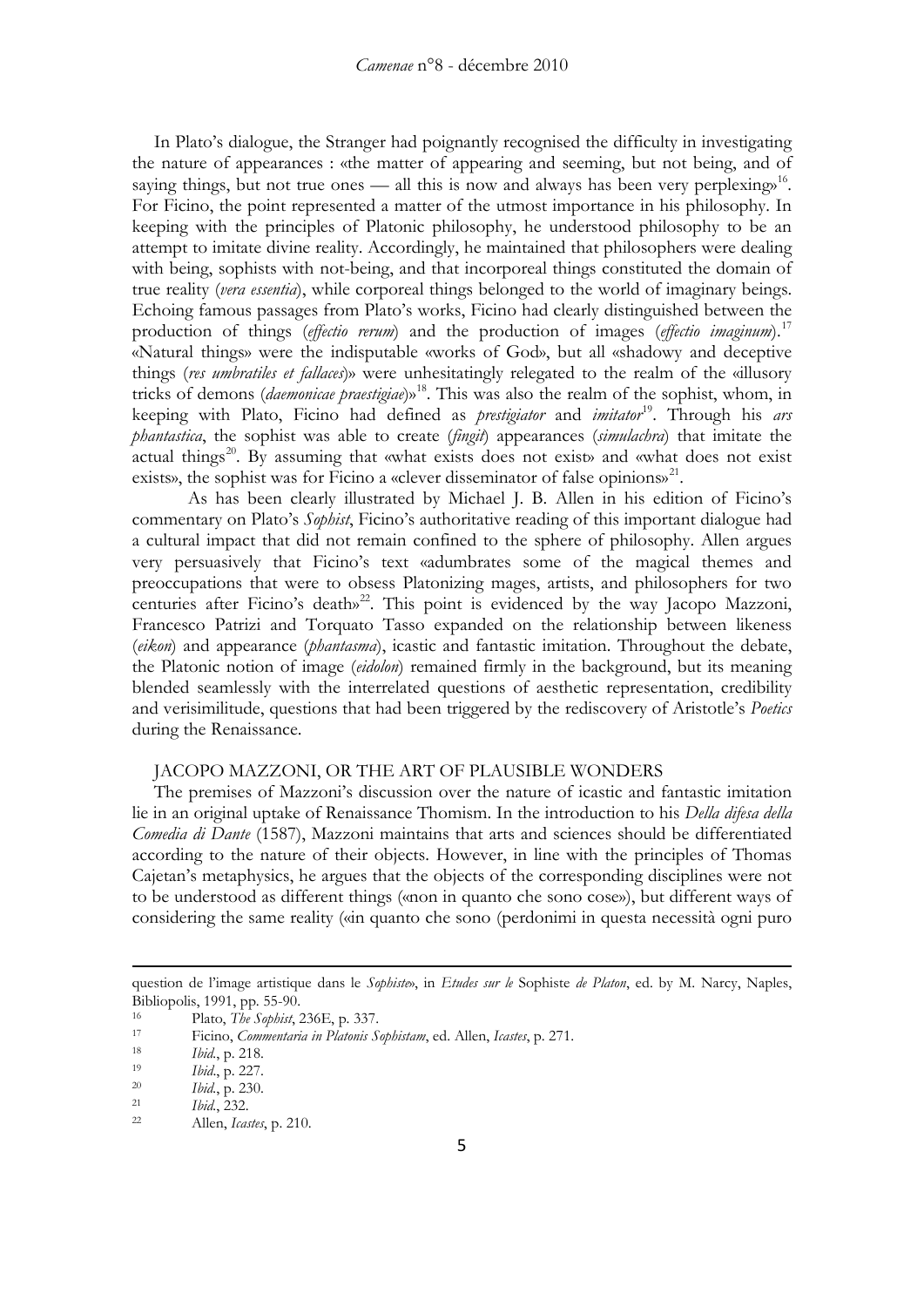In Plato's dialogue, the Stranger had poignantly recognised the difficulty in investigating the nature of appearances : «the matter of appearing and seeming, but not being, and of saying things, but not true ones — all this is now and always has been very perplexing»[16]. For Ficino, the point represented a matter of the utmost importance in his philosophy. In keeping with the principles of Platonic philosophy, he understood philosophy to be an attempt to imitate divine reality. Accordingly, he maintained that philosophers were dealing with being, sophists with not-being, and that incorporeal things constituted the domain of true reality (*vera essentia*), while corporeal things belonged to the world of imaginary beings. Echoing famous passages from Plato's works, Ficino had clearly distinguished between the production of things (*effectio rerum*) and the production of images (*effectio imaginum*).[17] «Natural things» were the indisputable «works of God», but all «shadowy and deceptive things (*res umbratiles et fallaces*)» were unhesitatingly relegated to the realm of the «illusory tricks of demons (*daemonicae praestigiae*)»[18]. This was also the realm of the sophist, whom, in keeping with Plato, Ficino had defined as *prestigiator* and *imitator*[19]. Through his *ars phantastica*, the sophist was able to create (*fingit*) appearances (*simulachra*) that imitate the actual things[20]. By assuming that «what exists does not exist» and «what does not exist exists», the sophist was for Ficino a «clever disseminator of false opinions»[21].

As has been clearly illustrated by Michael J. B. Allen in his edition of Ficino's commentary on Plato's *Sophist*, Ficino's authoritative reading of this important dialogue had a cultural impact that did not remain confined to the sphere of philosophy. Allen argues very persuasively that Ficino's text «adumbrates some of the magical themes and preoccupations that were to obsess Platonizing mages, artists, and philosophers for two centuries after Ficino's death»[22]. This point is evidenced by the way Jacopo Mazzoni, Francesco Patrizi and Torquato Tasso expanded on the relationship between likeness (*eikon*) and appearance (*phantasma*), icastic and fantastic imitation. Throughout the debate, the Platonic notion of image (*eidolon*) remained firmly in the background, but its meaning blended seamlessly with the interrelated questions of aesthetic representation, credibility and verisimilitude, questions that had been triggered by the rediscovery of Aristotle's *Poetics* during the Renaissance.

## JACOPO MAZZONI, OR THE ART OF PLAUSIBLE WONDERS

The premises of Mazzoni's discussion over the nature of icastic and fantastic imitation lie in an original uptake of Renaissance Thomism. In the introduction to his *Della difesa della Comedia di Dante* (1587), Mazzoni maintains that arts and sciences should be differentiated according to the nature of their objects. However, in line with the principles of Thomas Cajetan's metaphysics, he argues that the objects of the corresponding disciplines were not to be understood as different things («non in quanto che sono cose»), but different ways of considering the same reality («in quanto che sono (perdonimi in questa necessità ogni puro

---

question de l'image artistique dans le *Sophiste*», in *Etudes sur le* Sophiste *de Platon*, ed. by M. Narcy, Naples, Bibliopolis, 1991, pp. 55-90.

[16] Plato, *The Sophist*, 236E, p. 337.

[17] Ficino, *Commentaria in Platonis Sophistam*, ed. Allen, *Icastes*, p. 271.

[18] *Ibid.*, p. 218.

[19] *Ibid.*, p. 227.

[20] *Ibid.*, p. 230.

[21] *Ibid.*, 232.

[22] Allen, *Icastes*, p. 210.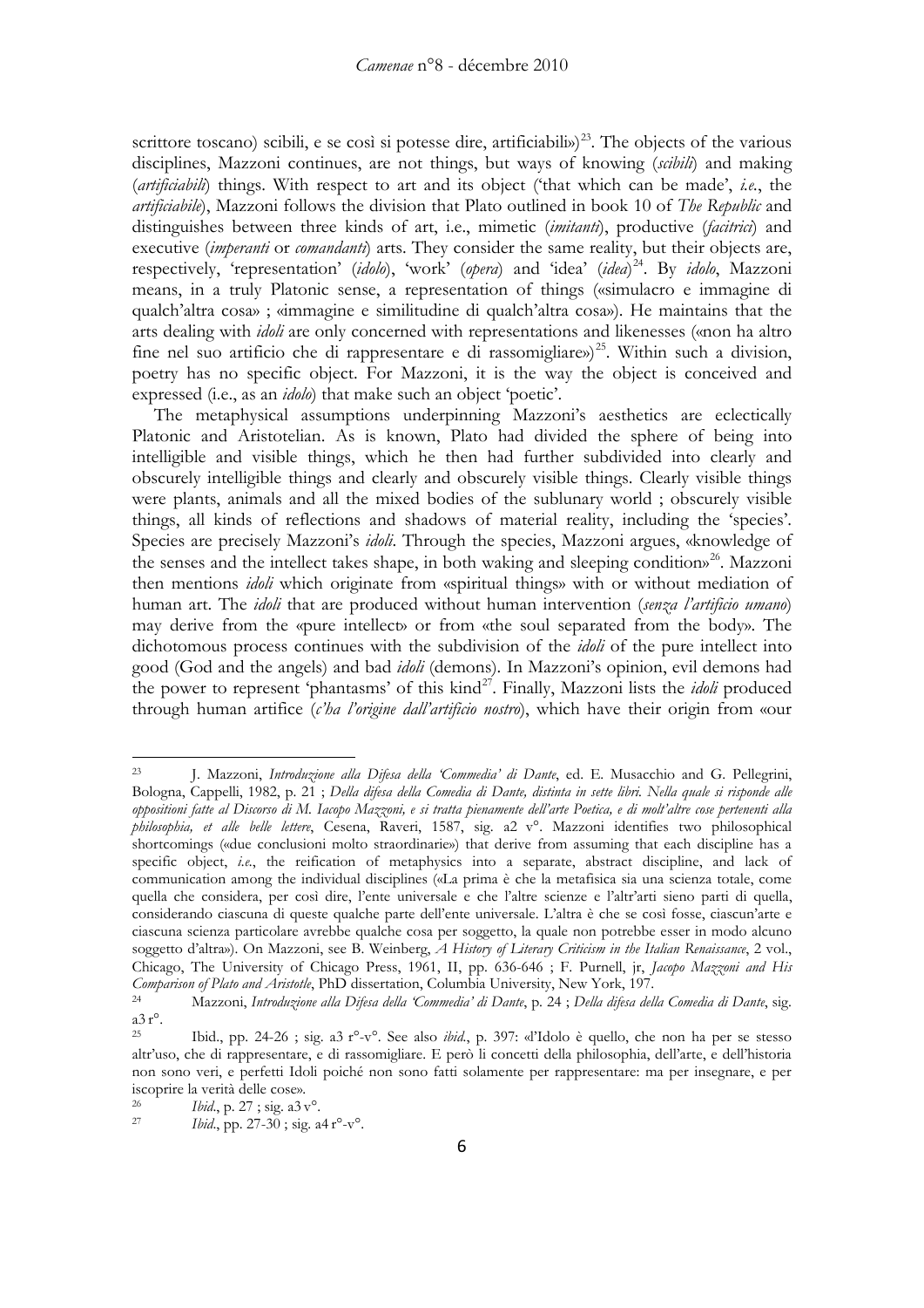scrittore toscano) scibili, e se così si potesse dire, artificiabili»)[23]. The objects of the various disciplines, Mazzoni continues, are not things, but ways of knowing (*scibili*) and making (*artificiabili*) things. With respect to art and its object ('that which can be made', *i.e.*, the *artificiabile*), Mazzoni follows the division that Plato outlined in book 10 of *The Republic* and distinguishes between three kinds of art, i.e., mimetic (*imitanti*), productive (*facitrici*) and executive (*imperanti* or *comandanti*) arts. They consider the same reality, but their objects are, respectively, 'representation' (*idolo*), 'work' (*opera*) and 'idea' (*idea*)[24]. By *idolo*, Mazzoni means, in a truly Platonic sense, a representation of things («simulacro e immagine di qualch'altra cosa» ; «immagine e similitudine di qualch'altra cosa»). He maintains that the arts dealing with *idoli* are only concerned with representations and likenesses («non ha altro fine nel suo artificio che di rappresentare e di rassomigliare»)[25]. Within such a division, poetry has no specific object. For Mazzoni, it is the way the object is conceived and expressed (i.e., as an *idolo*) that make such an object 'poetic'.

The metaphysical assumptions underpinning Mazzoni's aesthetics are eclectically Platonic and Aristotelian. As is known, Plato had divided the sphere of being into intelligible and visible things, which he then had further subdivided into clearly and obscurely intelligible things and clearly and obscurely visible things. Clearly visible things were plants, animals and all the mixed bodies of the sublunary world ; obscurely visible things, all kinds of reflections and shadows of material reality, including the 'species'. Species are precisely Mazzoni's *idoli*. Through the species, Mazzoni argues, «knowledge of the senses and the intellect takes shape, in both waking and sleeping condition»[26]. Mazzoni then mentions *idoli* which originate from «spiritual things» with or without mediation of human art. The *idoli* that are produced without human intervention (*senza l'artificio umano*) may derive from the «pure intellect» or from «the soul separated from the body». The dichotomous process continues with the subdivision of the *idoli* of the pure intellect into good (God and the angels) and bad *idoli* (demons). In Mazzoni's opinion, evil demons had the power to represent 'phantasms' of this kind[27]. Finally, Mazzoni lists the *idoli* produced through human artifice (*c'ha l'origine dall'artificio nostro*), which have their origin from «our

---

[23] J. Mazzoni, *Introduzione alla Difesa della 'Commedia' di Dante*, ed. E. Musacchio and G. Pellegrini, Bologna, Cappelli, 1982, p. 21 ; *Della difesa della Comedia di Dante, distinta in sette libri. Nella quale si risponde alle oppositioni fatte al Discorso di M. Iacopo Mazzoni, e si tratta pienamente dell'arte Poetica, e di molt'altre cose pertenenti alla philosophia, et alle belle lettere*, Cesena, Raveri, 1587, sig. a2 v°. Mazzoni identifies two philosophical shortcomings («due conclusioni molto straordinarie») that derive from assuming that each discipline has a specific object, *i.e.*, the reification of metaphysics into a separate, abstract discipline, and lack of communication among the individual disciplines («La prima è che la metafisica sia una scienza totale, come quella che considera, per così dire, l'ente universale e che l'altre scienze e l'altr'arti sieno parti di quella, considerando ciascuna di queste qualche parte dell'ente universale. L'altra è che se così fosse, ciascun'arte e ciascuna scienza particolare avrebbe qualche cosa per soggetto, la quale non potrebbe esser in modo alcuno soggetto d'altra»). On Mazzoni, see B. Weinberg, *A History of Literary Criticism in the Italian Renaissance*, 2 vol., Chicago, The University of Chicago Press, 1961, II, pp. 636-646 ; F. Purnell, jr, *Jacopo Mazzoni and His Comparison of Plato and Aristotle*, PhD dissertation, Columbia University, New York, 197.

[24] Mazzoni, *Introduzione alla Difesa della 'Commedia' di Dante*, p. 24 ; *Della difesa della Comedia di Dante*, sig. a3 r°.

[25] Ibid., pp. 24-26 ; sig. a3 r°-v°. See also *ibid.*, p. 397: «l'Idolo è quello, che non ha per se stesso altr'uso, che di rappresentare, e di rassomigliare. E però li concetti della philosophia, dell'arte, e dell'historia non sono veri, e perfetti Idoli poiché non sono fatti solamente per rappresentare: ma per insegnare, e per iscoprire la verità delle cose».

[26] *Ibid.*, p. 27 ; sig. a3 v°.

[27] *Ibid.*, pp. 27-30 ; sig. a4 r°-v°.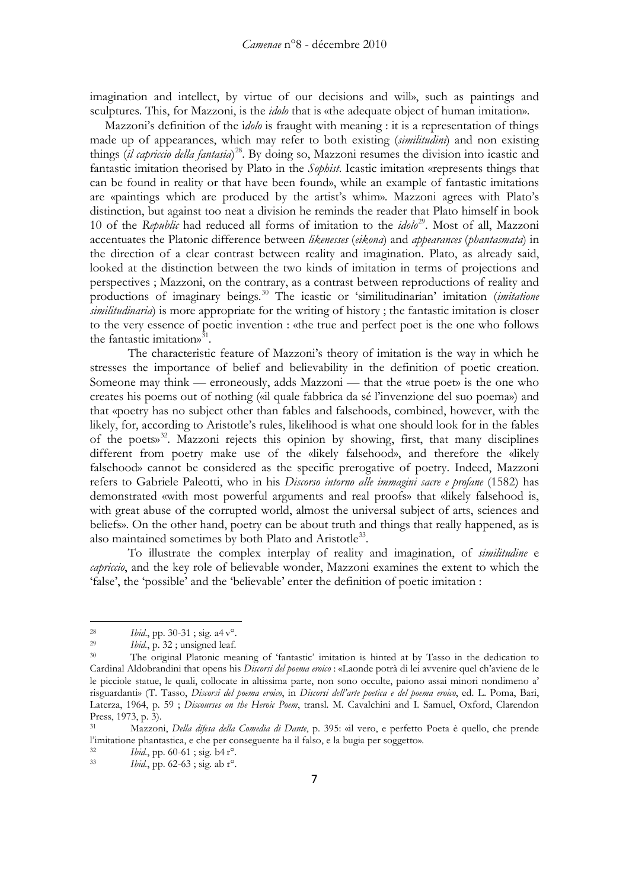imagination and intellect, by virtue of our decisions and will», such as paintings and sculptures. This, for Mazzoni, is the *idolo* that is «the adequate object of human imitation».

Mazzoni's definition of the i*dolo* is fraught with meaning : it is a representation of things made up of appearances, which may refer to both existing (*similitudini*) and non existing things (*il capriccio della fantasia*)[28]. By doing so, Mazzoni resumes the division into icastic and fantastic imitation theorised by Plato in the *Sophist*. Icastic imitation «represents things that can be found in reality or that have been found», while an example of fantastic imitations are «paintings which are produced by the artist's whim». Mazzoni agrees with Plato's distinction, but against too neat a division he reminds the reader that Plato himself in book 10 of the *Republic* had reduced all forms of imitation to the *idolo*[29]. Most of all, Mazzoni accentuates the Platonic difference between *likenesses* (*eikona*) and *appearances* (*phantasmata*) in the direction of a clear contrast between reality and imagination. Plato, as already said, looked at the distinction between the two kinds of imitation in terms of projections and perspectives ; Mazzoni, on the contrary, as a contrast between reproductions of reality and productions of imaginary beings.[30] The icastic or 'similitudinarian' imitation (*imitatione similitudinaria*) is more appropriate for the writing of history ; the fantastic imitation is closer to the very essence of poetic invention : «the true and perfect poet is the one who follows the fantastic imitation»[31].

The characteristic feature of Mazzoni's theory of imitation is the way in which he stresses the importance of belief and believability in the definition of poetic creation. Someone may think — erroneously, adds Mazzoni — that the «true poet» is the one who creates his poems out of nothing («il quale fabbrica da sé l'invenzione del suo poema») and that «poetry has no subject other than fables and falsehoods, combined, however, with the likely, for, according to Aristotle's rules, likelihood is what one should look for in the fables of the poets»[32]. Mazzoni rejects this opinion by showing, first, that many disciplines different from poetry make use of the «likely falsehood», and therefore the «likely falsehood» cannot be considered as the specific prerogative of poetry. Indeed, Mazzoni refers to Gabriele Paleotti, who in his *Discorso intorno alle immagini sacre e profane* (1582) has demonstrated «with most powerful arguments and real proofs» that «likely falsehood is, with great abuse of the corrupted world, almost the universal subject of arts, sciences and beliefs». On the other hand, poetry can be about truth and things that really happened, as is also maintained sometimes by both Plato and Aristotle[33].

To illustrate the complex interplay of reality and imagination, of *similitudine* e *capriccio*, and the key role of believable wonder, Mazzoni examines the extent to which the 'false', the 'possible' and the 'believable' enter the definition of poetic imitation :

---

[28] *Ibid*., pp. 30-31 ; sig. a4 v°.

[29] *Ibid*., p. 32 ; unsigned leaf.

[30] The original Platonic meaning of 'fantastic' imitation is hinted at by Tasso in the dedication to Cardinal Aldobrandini that opens his *Discorsi del poema eroico* : «Laonde potrà di lei avvenire quel ch'aviene de le le picciole statue, le quali, collocate in altissima parte, non sono occulte, paiono assai minori nondimeno a' risguardanti» (T. Tasso, *Discorsi del poema eroico*, in *Discorsi dell'arte poetica e del poema eroico*, ed. L. Poma, Bari, Laterza, 1964, p. 59 ; *Discourses on the Heroic Poem*, transl. M. Cavalchini and I. Samuel, Oxford, Clarendon Press, 1973, p. 3).

[31] Mazzoni, *Della difesa della Comedia di Dante*, p. 395: «il vero, e perfetto Poeta è quello, che prende l'imitatione phantastica, e che per conseguente ha il falso, e la bugia per soggetto».

[32] *Ibid*., pp. 60-61 ; sig. b4 r°.

[33] *Ibid*., pp. 62-63 ; sig. ab r°.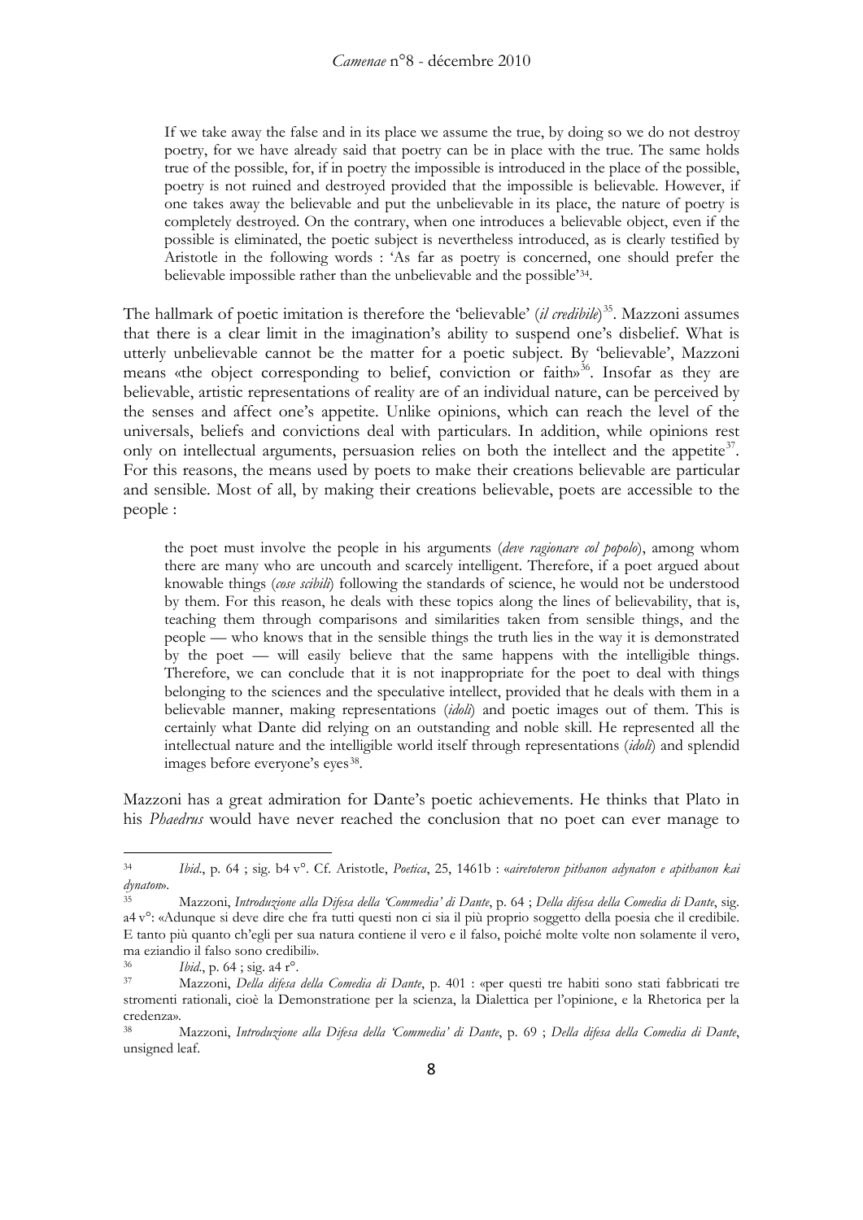> If we take away the false and in its place we assume the true, by doing so we do not destroy poetry, for we have already said that poetry can be in place with the true. The same holds true of the possible, for, if in poetry the impossible is introduced in the place of the possible, poetry is not ruined and destroyed provided that the impossible is believable. However, if one takes away the believable and put the unbelievable in its place, the nature of poetry is completely destroyed. On the contrary, when one introduces a believable object, even if the possible is eliminated, the poetic subject is nevertheless introduced, as is clearly testified by Aristotle in the following words : 'As far as poetry is concerned, one should prefer the believable impossible rather than the unbelievable and the possible'[34].

The hallmark of poetic imitation is therefore the 'believable' (*il credibile*)[35]. Mazzoni assumes that there is a clear limit in the imagination's ability to suspend one's disbelief. What is utterly unbelievable cannot be the matter for a poetic subject. By 'believable', Mazzoni means «the object corresponding to belief, conviction or faith»[36]. Insofar as they are believable, artistic representations of reality are of an individual nature, can be perceived by the senses and affect one's appetite. Unlike opinions, which can reach the level of the universals, beliefs and convictions deal with particulars. In addition, while opinions rest only on intellectual arguments, persuasion relies on both the intellect and the appetite[37]. For this reasons, the means used by poets to make their creations believable are particular and sensible. Most of all, by making their creations believable, poets are accessible to the people :

> the poet must involve the people in his arguments (*deve ragionare col popolo*), among whom there are many who are uncouth and scarcely intelligent. Therefore, if a poet argued about knowable things (*cose scibili*) following the standards of science, he would not be understood by them. For this reason, he deals with these topics along the lines of believability, that is, teaching them through comparisons and similarities taken from sensible things, and the people — who knows that in the sensible things the truth lies in the way it is demonstrated by the poet — will easily believe that the same happens with the intelligible things. Therefore, we can conclude that it is not inappropriate for the poet to deal with things belonging to the sciences and the speculative intellect, provided that he deals with them in a believable manner, making representations (*idoli*) and poetic images out of them. This is certainly what Dante did relying on an outstanding and noble skill. He represented all the intellectual nature and the intelligible world itself through representations (*idoli*) and splendid images before everyone's eyes[38].

Mazzoni has a great admiration for Dante's poetic achievements. He thinks that Plato in his *Phaedrus* would have never reached the conclusion that no poet can ever manage to

---

[34] *Ibid*., p. 64 ; sig. b4 v°. Cf. Aristotle, *Poetica*, 25, 1461b : «*airetoteron pithanon adynaton e apithanon kai dynaton*».

[35] Mazzoni, *Introduzione alla Difesa della 'Commedia' di Dante*, p. 64 ; *Della difesa della Comedia di Dante*, sig. a4 v°: «Adunque si deve dire che fra tutti questi non ci sia il più proprio soggetto della poesia che il credibile. E tanto più quanto ch'egli per sua natura contiene il vero e il falso, poiché molte volte non solamente il vero, ma eziandio il falso sono credibili».

[36] *Ibid*., p. 64 ; sig. a4 r°.

[37] Mazzoni, *Della difesa della Comedia di Dante*, p. 401 : «per questi tre habiti sono stati fabbricati tre stromenti rationali, cioè la Demonstratione per la scienza, la Dialettica per l'opinione, e la Rhetorica per la credenza».

[38] Mazzoni, *Introduzione alla Difesa della 'Commedia' di Dante*, p. 69 ; *Della difesa della Comedia di Dante*, unsigned leaf.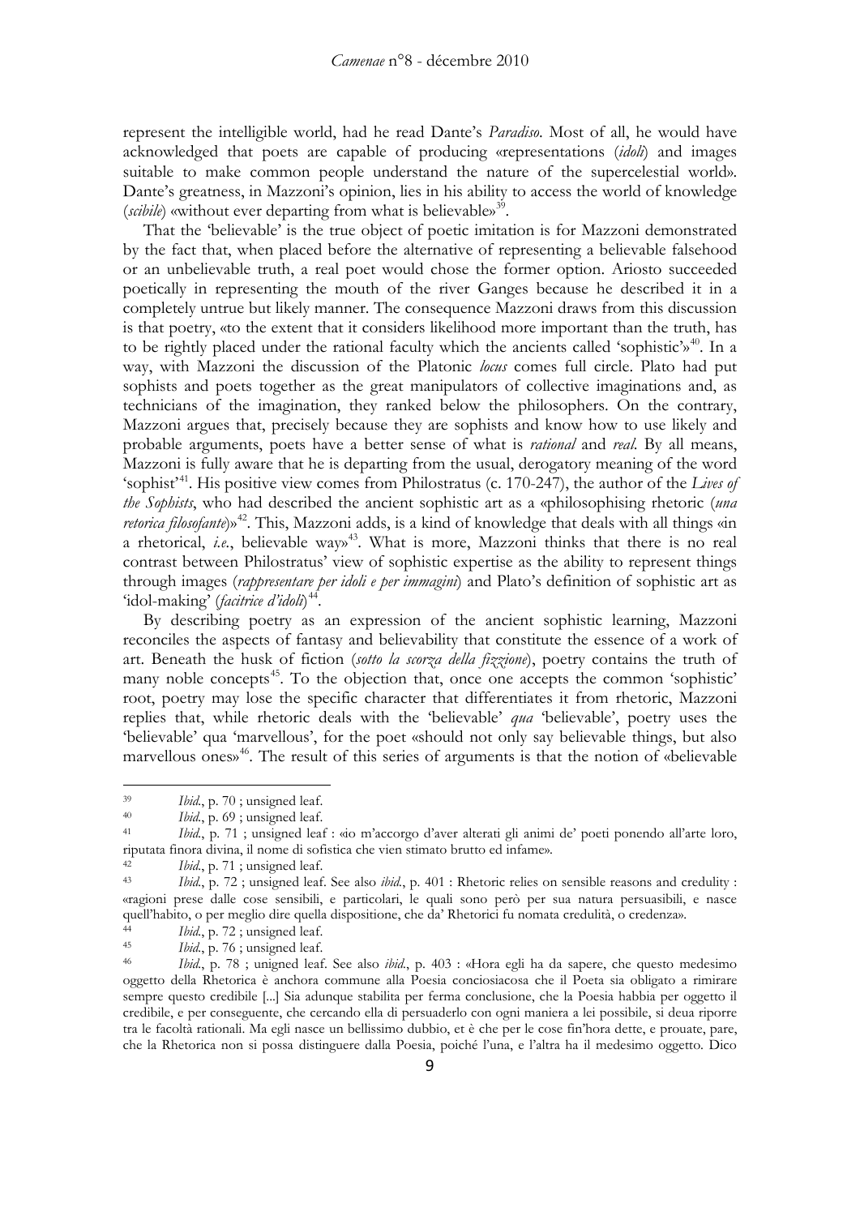represent the intelligible world, had he read Dante's *Paradiso*. Most of all, he would have acknowledged that poets are capable of producing «representations (*idoli*) and images suitable to make common people understand the nature of the supercelestial world». Dante's greatness, in Mazzoni's opinion, lies in his ability to access the world of knowledge (*scibile*) «without ever departing from what is believable»[39].

That the 'believable' is the true object of poetic imitation is for Mazzoni demonstrated by the fact that, when placed before the alternative of representing a believable falsehood or an unbelievable truth, a real poet would chose the former option. Ariosto succeeded poetically in representing the mouth of the river Ganges because he described it in a completely untrue but likely manner. The consequence Mazzoni draws from this discussion is that poetry, «to the extent that it considers likelihood more important than the truth, has to be rightly placed under the rational faculty which the ancients called 'sophistic'»[40]. In a way, with Mazzoni the discussion of the Platonic *locus* comes full circle. Plato had put sophists and poets together as the great manipulators of collective imaginations and, as technicians of the imagination, they ranked below the philosophers. On the contrary, Mazzoni argues that, precisely because they are sophists and know how to use likely and probable arguments, poets have a better sense of what is *rational* and *real*. By all means, Mazzoni is fully aware that he is departing from the usual, derogatory meaning of the word 'sophist'[41]. His positive view comes from Philostratus (c. 170-247), the author of the *Lives of the Sophists*, who had described the ancient sophistic art as a «philosophising rhetoric (*una retorica filosofante*)»[42]. This, Mazzoni adds, is a kind of knowledge that deals with all things «in a rhetorical, *i.e.*, believable way»[43]. What is more, Mazzoni thinks that there is no real contrast between Philostratus' view of sophistic expertise as the ability to represent things through images (*rappresentare per idoli e per immagini*) and Plato's definition of sophistic art as 'idol-making' (*facitrice d'idoli*)[44].

By describing poetry as an expression of the ancient sophistic learning, Mazzoni reconciles the aspects of fantasy and believability that constitute the essence of a work of art. Beneath the husk of fiction (*sotto la scorza della fizzione*), poetry contains the truth of many noble concepts[45]. To the objection that, once one accepts the common 'sophistic' root, poetry may lose the specific character that differentiates it from rhetoric, Mazzoni replies that, while rhetoric deals with the 'believable' *qua* 'believable', poetry uses the 'believable' qua 'marvellous', for the poet «should not only say believable things, but also marvellous ones»[46]. The result of this series of arguments is that the notion of «believable

---

39 *Ibid.*, p. 70 ; unsigned leaf.

40 *Ibid.*, p. 69 ; unsigned leaf.

41 *Ibid.*, p. 71 ; unsigned leaf : «io m'accorgo d'aver alterati gli animi de' poeti ponendo all'arte loro, riputata finora divina, il nome di sofistica che vien stimato brutto ed infame».

42 *Ibid.*, p. 71 ; unsigned leaf.

43 *Ibid.*, p. 72 ; unsigned leaf. See also *ibid.*, p. 401 : Rhetoric relies on sensible reasons and credulity : «ragioni prese dalle cose sensibili, e particolari, le quali sono però per sua natura persuasibili, e nasce quell'habito, o per meglio dire quella dispositione, che da' Rhetorici fu nomata credulità, o credenza».

44 *Ibid.*, p. 72 ; unsigned leaf.

45 *Ibid.*, p. 76 ; unsigned leaf.

46 *Ibid.*, p. 78 ; unigned leaf. See also *ibid.*, p. 403 : «Hora egli ha da sapere, che questo medesimo oggetto della Rhetorica è anchora commune alla Poesia conciosiacosa che il Poeta sia obligato a rimirare sempre questo credibile [...] Sia adunque stabilita per ferma conclusione, che la Poesia habbia per oggetto il credibile, e per conseguente, che cercando ella di persuaderlo con ogni maniera a lei possibile, si deua riporre tra le facoltà rationali. Ma egli nasce un bellissimo dubbio, et è che per le cose fin'hora dette, e prouate, pare, che la Rhetorica non si possa distinguere dalla Poesia, poiché l'una, e l'altra ha il medesimo oggetto. Dico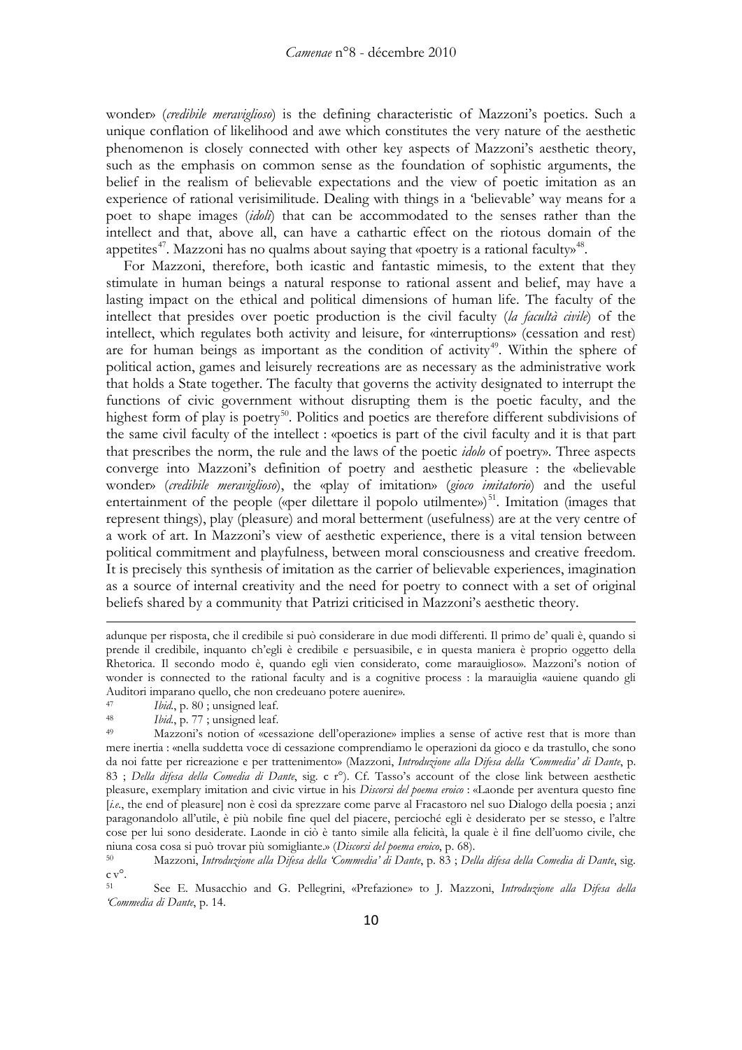wonder» (*credibile meraviglioso*) is the defining characteristic of Mazzoni's poetics. Such a unique conflation of likelihood and awe which constitutes the very nature of the aesthetic phenomenon is closely connected with other key aspects of Mazzoni's aesthetic theory, such as the emphasis on common sense as the foundation of sophistic arguments, the belief in the realism of believable expectations and the view of poetic imitation as an experience of rational verisimilitude. Dealing with things in a 'believable' way means for a poet to shape images (*idoli*) that can be accommodated to the senses rather than the intellect and that, above all, can have a cathartic effect on the riotous domain of the appetites[47]. Mazzoni has no qualms about saying that «poetry is a rational faculty»[48].

For Mazzoni, therefore, both icastic and fantastic mimesis, to the extent that they stimulate in human beings a natural response to rational assent and belief, may have a lasting impact on the ethical and political dimensions of human life. The faculty of the intellect that presides over poetic production is the civil faculty (*la facultà civile*) of the intellect, which regulates both activity and leisure, for «interruptions» (cessation and rest) are for human beings as important as the condition of activity[49]. Within the sphere of political action, games and leisurely recreations are as necessary as the administrative work that holds a State together. The faculty that governs the activity designated to interrupt the functions of civic government without disrupting them is the poetic faculty, and the highest form of play is poetry[50]. Politics and poetics are therefore different subdivisions of the same civil faculty of the intellect : «poetics is part of the civil faculty and it is that part that prescribes the norm, the rule and the laws of the poetic *idolo* of poetry». Three aspects converge into Mazzoni's definition of poetry and aesthetic pleasure : the «believable wonder» (*credibile meraviglioso*), the «play of imitation» (*gioco imitatorio*) and the useful entertainment of the people («per dilettare il popolo utilmente»)[51]. Imitation (images that represent things), play (pleasure) and moral betterment (usefulness) are at the very centre of a work of art. In Mazzoni's view of aesthetic experience, there is a vital tension between political commitment and playfulness, between moral consciousness and creative freedom. It is precisely this synthesis of imitation as the carrier of believable experiences, imagination as a source of internal creativity and the need for poetry to connect with a set of original beliefs shared by a community that Patrizi criticised in Mazzoni's aesthetic theory.

---

adunque per risposta, che il credibile si può considerare in due modi differenti. Il primo de' quali è, quando si prende il credibile, inquanto ch'egli è credibile e persuasibile, e in questa maniera è proprio oggetto della Rhetorica. Il secondo modo è, quando egli vien considerato, come marauiglioso». Mazzoni's notion of wonder is connected to the rational faculty and is a cognitive process : la marauiglia «auiene quando gli Auditori imparano quello, che non credeuano potere auenire».

[47] *Ibid.*, p. 80 ; unsigned leaf.

[48] *Ibid.*, p. 77 ; unsigned leaf.

[49] Mazzoni's notion of «cessazione dell'operazione» implies a sense of active rest that is more than mere inertia : «nella suddetta voce di cessazione comprendiamo le operazioni da gioco e da trastullo, che sono da noi fatte per ricreazione e per trattenimento» (Mazzoni, *Introduzione alla Difesa della 'Commedia' di Dante*, p. 83 ; *Della difesa della Comedia di Dante*, sig. c r°). Cf. Tasso's account of the close link between aesthetic pleasure, exemplary imitation and civic virtue in his *Discorsi del poema eroico* : «Laonde per aventura questo fine [*i.e.*, the end of pleasure] non è così da sprezzare come parve al Fracastoro nel suo Dialogo della poesia ; anzi paragonandolo all'utile, è più nobile fine quel del piacere, percioché egli è desiderato per se stesso, e l'altre cose per lui sono desiderate. Laonde in ciò è tanto simile alla felicità, la quale è il fine dell'uomo civile, che niuna cosa cosa si può trovar più somigliante.» (*Discorsi del poema eroico*, p. 68).

[50] Mazzoni, *Introduzione alla Difesa della 'Commedia' di Dante*, p. 83 ; *Della difesa della Comedia di Dante*, sig. c v°.

[51] See E. Musacchio and G. Pellegrini, «Prefazione» to J. Mazzoni, *Introduzione alla Difesa della 'Commedia di Dante*, p. 14.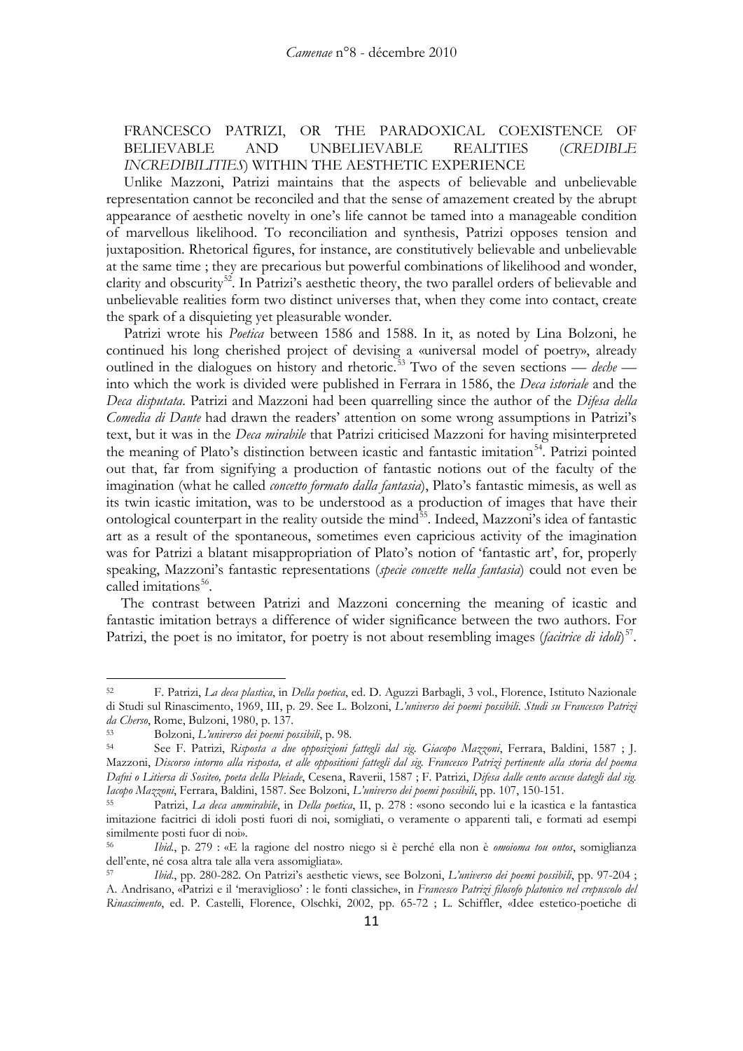## FRANCESCO PATRIZI, OR THE PARADOXICAL COEXISTENCE OF BELIEVABLE AND UNBELIEVABLE REALITIES (*CREDIBLE INCREDIBILITIES*) WITHIN THE AESTHETIC EXPERIENCE

Unlike Mazzoni, Patrizi maintains that the aspects of believable and unbelievable representation cannot be reconciled and that the sense of amazement created by the abrupt appearance of aesthetic novelty in one's life cannot be tamed into a manageable condition of marvellous likelihood. To reconciliation and synthesis, Patrizi opposes tension and juxtaposition. Rhetorical figures, for instance, are constitutively believable and unbelievable at the same time ; they are precarious but powerful combinations of likelihood and wonder, clarity and obscurity[52]. In Patrizi's aesthetic theory, the two parallel orders of believable and unbelievable realities form two distinct universes that, when they come into contact, create the spark of a disquieting yet pleasurable wonder.

Patrizi wrote his *Poetica* between 1586 and 1588. In it, as noted by Lina Bolzoni, he continued his long cherished project of devising a «universal model of poetry», already outlined in the dialogues on history and rhetoric.[53] Two of the seven sections — *deche* — into which the work is divided were published in Ferrara in 1586, the *Deca istoriale* and the *Deca disputata*. Patrizi and Mazzoni had been quarrelling since the author of the *Difesa della Comedia di Dante* had drawn the readers' attention on some wrong assumptions in Patrizi's text, but it was in the *Deca mirabile* that Patrizi criticised Mazzoni for having misinterpreted the meaning of Plato's distinction between icastic and fantastic imitation[54]. Patrizi pointed out that, far from signifying a production of fantastic notions out of the faculty of the imagination (what he called *concetto formato dalla fantasia*), Plato's fantastic mimesis, as well as its twin icastic imitation, was to be understood as a production of images that have their ontological counterpart in the reality outside the mind[55]. Indeed, Mazzoni's idea of fantastic art as a result of the spontaneous, sometimes even capricious activity of the imagination was for Patrizi a blatant misappropriation of Plato's notion of 'fantastic art', for, properly speaking, Mazzoni's fantastic representations (*specie concette nella fantasia*) could not even be called imitations[56].

The contrast between Patrizi and Mazzoni concerning the meaning of icastic and fantastic imitation betrays a difference of wider significance between the two authors. For Patrizi, the poet is no imitator, for poetry is not about resembling images (*facitrice di idoli*)[57].

---

[52] F. Patrizi, *La deca plastica*, in *Della poetica*, ed. D. Aguzzi Barbagli, 3 vol., Florence, Istituto Nazionale di Studi sul Rinascimento, 1969, III, p. 29. See L. Bolzoni, *L'universo dei poemi possibili. Studi su Francesco Patrizi da Cherso*, Rome, Bulzoni, 1980, p. 137.

[53] Bolzoni, *L'universo dei poemi possibili*, p. 98.

[54] See F. Patrizi, *Risposta a due opposizioni fattegli dal sig. Giacopo Mazzoni*, Ferrara, Baldini, 1587 ; J. Mazzoni, *Discorso intorno alla risposta, et alle oppositioni fattegli dal sig. Francesco Patrizi pertinente alla storia del poema Dafni o Litiersa di Sositeo, poeta della Pleiade*, Cesena, Raverii, 1587 ; F. Patrizi, *Difesa dalle cento accuse dategli dal sig. Iacopo Mazzoni*, Ferrara, Baldini, 1587. See Bolzoni, *L'universo dei poemi possibili*, pp. 107, 150-151.

[55] Patrizi, *La deca ammirabile*, in *Della poetica*, II, p. 278 : «sono secondo lui e la icastica e la fantastica imitazione facitrici di idoli posti fuori di noi, somigliati, o veramente o apparenti tali, e formati ad esempi similmente posti fuor di noi».

[56] *Ibid.*, p. 279 : «E la ragione del nostro niego si è perché ella non è *omoioma tou ontos*, somiglianza dell'ente, né cosa altra tale alla vera assomigliata».

[57] *Ibid.*, pp. 280-282. On Patrizi's aesthetic views, see Bolzoni, *L'universo dei poemi possibili*, pp. 97-204 ; A. Andrisano, «Patrizi e il 'meraviglioso' : le fonti classiche», in *Francesco Patrizi filosofo platonico nel crepuscolo del Rinascimento*, ed. P. Castelli, Florence, Olschki, 2002, pp. 65-72 ; L. Schiffler, «Idee estetico-poetiche di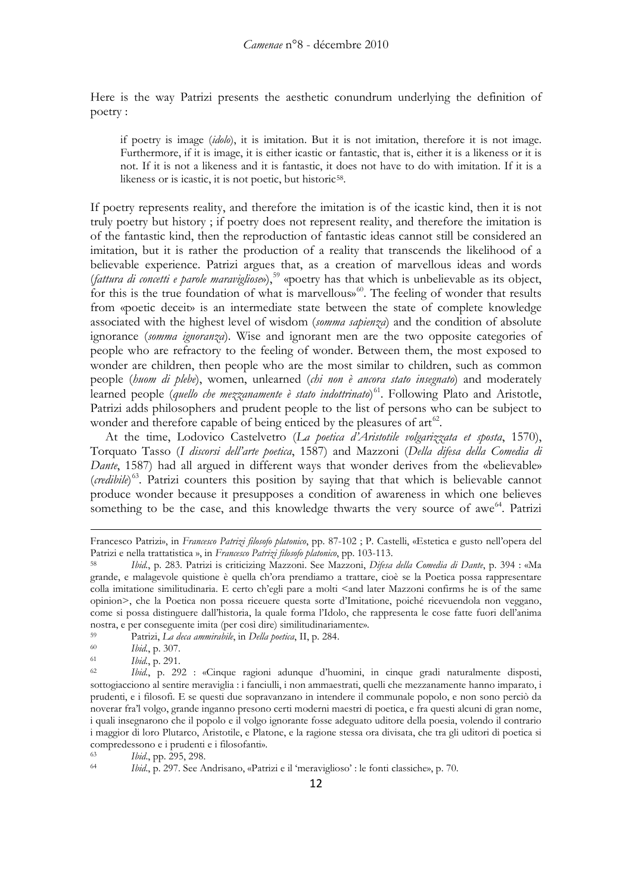Here is the way Patrizi presents the aesthetic conundrum underlying the definition of poetry :

> if poetry is image (*idolo*), it is imitation. But it is not imitation, therefore it is not image. Furthermore, if it is image, it is either icastic or fantastic, that is, either it is a likeness or it is not. If it is not a likeness and it is fantastic, it does not have to do with imitation. If it is a likeness or is icastic, it is not poetic, but historic[58].

If poetry represents reality, and therefore the imitation is of the icastic kind, then it is not truly poetry but history ; if poetry does not represent reality, and therefore the imitation is of the fantastic kind, then the reproduction of fantastic ideas cannot still be considered an imitation, but it is rather the production of a reality that transcends the likelihood of a believable experience. Patrizi argues that, as a creation of marvellous ideas and words (*fattura di concetti e parole maravigliose*»),[59] «poetry has that which is unbelievable as its object, for this is the true foundation of what is marvellous»[60]. The feeling of wonder that results from «poetic deceit» is an intermediate state between the state of complete knowledge associated with the highest level of wisdom (*somma sapienza*) and the condition of absolute ignorance (*somma ignoranza*). Wise and ignorant men are the two opposite categories of people who are refractory to the feeling of wonder. Between them, the most exposed to wonder are children, then people who are the most similar to children, such as common people (*huom di plebe*), women, unlearned (*chi non è ancora stato insegnato*) and moderately learned people (*quello che mezzanamente è stato indottrinato*)[61]. Following Plato and Aristotle, Patrizi adds philosophers and prudent people to the list of persons who can be subject to wonder and therefore capable of being enticed by the pleasures of art[62].

At the time, Lodovico Castelvetro (*La poetica d'Aristotile volgarizzata et sposta*, 1570), Torquato Tasso (*I discorsi dell'arte poetica*, 1587) and Mazzoni (*Della difesa della Comedia di Dante*, 1587) had all argued in different ways that wonder derives from the «believable» (*credibile*)[63]. Patrizi counters this position by saying that that which is believable cannot produce wonder because it presupposes a condition of awareness in which one believes something to be the case, and this knowledge thwarts the very source of awe[64]. Patrizi

---

Francesco Patrizi», in *Francesco Patrizi filosofo platonico*, pp. 87-102 ; P. Castelli, «Estetica e gusto nell'opera del Patrizi e nella trattatistica », in *Francesco Patrizi filosofo platonico*, pp. 103-113.

58 *Ibid.*, p. 283. Patrizi is criticizing Mazzoni. See Mazzoni, *Difesa della Comedia di Dante*, p. 394 : «Ma grande, e malagevole quistione è quella ch'ora prendiamo a trattare, cioè se la Poetica possa rappresentare colla imitatione similitudinaria. E certo ch'egli pare a molti <and later Mazzoni confirms he is of the same opinion>, che la Poetica non possa riceuere questa sorte d'Imitatione, poiché riceuendola non veggano, come si possa distinguere dall'historia, la quale forma l'Idolo, che rappresenta le cose fatte fuori dell'anima nostra, e per conseguente imita (per così dire) similitudinariamente».

59 Patrizi, *La deca ammirabile*, in *Della poetica*, II, p. 284.

60 *Ibid.*, p. 307.

61 *Ibid.*, p. 291.

62 *Ibid.*, p. 292 : «Cinque ragioni adunque d'huomini, in cinque gradi naturalmente disposti, sottogiacciono al sentire meraviglia : i fanciulli, i non ammaestrati, quelli che mezzanamente hanno imparato, i prudenti, e i filosofi. E se questi due sopravanzano in intendere il communale popolo, e non sono perciò da noverar fra'l volgo, grande inganno presono certi moderni maestri di poetica, e fra questi alcuni di gran nome, i quali insegnarono che il popolo e il volgo ignorante fosse adeguato uditore della poesia, volendo il contrario i maggior di loro Plutarco, Aristotile, e Platone, e la ragione stessa ora divisata, che tra gli uditori di poetica si compredessono e i prudenti e i filosofanti».

63 *Ibid.*, pp. 295, 298.

64 *Ibid.*, p. 297. See Andrisano, «Patrizi e il 'meraviglioso' : le fonti classiche», p. 70.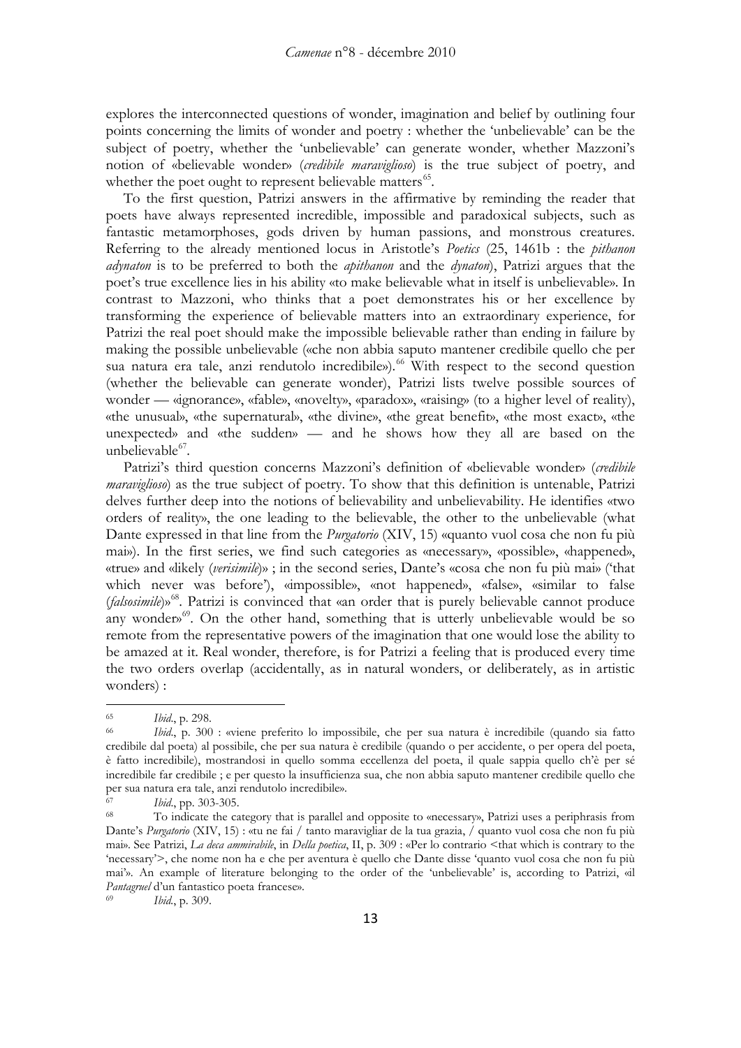explores the interconnected questions of wonder, imagination and belief by outlining four points concerning the limits of wonder and poetry : whether the 'unbelievable' can be the subject of poetry, whether the 'unbelievable' can generate wonder, whether Mazzoni's notion of «believable wonder» (*credibile maraviglioso*) is the true subject of poetry, and whether the poet ought to represent believable matters[65].

To the first question, Patrizi answers in the affirmative by reminding the reader that poets have always represented incredible, impossible and paradoxical subjects, such as fantastic metamorphoses, gods driven by human passions, and monstrous creatures. Referring to the already mentioned locus in Aristotle's *Poetics* (25, 1461b : the *pithanon adynaton* is to be preferred to both the *apithanon* and the *dynaton*), Patrizi argues that the poet's true excellence lies in his ability «to make believable what in itself is unbelievable». In contrast to Mazzoni, who thinks that a poet demonstrates his or her excellence by transforming the experience of believable matters into an extraordinary experience, for Patrizi the real poet should make the impossible believable rather than ending in failure by making the possible unbelievable («che non abbia saputo mantener credibile quello che per sua natura era tale, anzi rendutolo incredibile»).[66] With respect to the second question (whether the believable can generate wonder), Patrizi lists twelve possible sources of wonder — «ignorance», «fable», «novelty», «paradox», «raising» (to a higher level of reality), «the unusual», «the supernatural», «the divine», «the great benefit», «the most exact», «the unexpected» and «the sudden» — and he shows how they all are based on the unbelievable[67].

Patrizi's third question concerns Mazzoni's definition of «believable wonder» (*credibile maraviglioso*) as the true subject of poetry. To show that this definition is untenable, Patrizi delves further deep into the notions of believability and unbelievability. He identifies «two orders of reality», the one leading to the believable, the other to the unbelievable (what Dante expressed in that line from the *Purgatorio* (XIV, 15) «quanto vuol cosa che non fu più mai»). In the first series, we find such categories as «necessary», «possible», «happened», «true» and «likely (*verisimile*)» ; in the second series, Dante's «cosa che non fu più mai» ('that which never was before'), «impossible», «not happened», «false», «similar to false (*falsosimile*)»[68]. Patrizi is convinced that «an order that is purely believable cannot produce any wonder»[69]. On the other hand, something that is utterly unbelievable would be so remote from the representative powers of the imagination that one would lose the ability to be amazed at it. Real wonder, therefore, is for Patrizi a feeling that is produced every time the two orders overlap (accidentally, as in natural wonders, or deliberately, as in artistic wonders) :

---

[65] *Ibid.*, p. 298.

[66] *Ibid.*, p. 300 : «viene preferito lo impossibile, che per sua natura è incredibile (quando sia fatto credibile dal poeta) al possibile, che per sua natura è credibile (quando o per accidente, o per opera del poeta, è fatto incredibile), mostrandosi in quello somma eccellenza del poeta, il quale sappia quello ch'è per sé incredibile far credibile ; e per questo la insufficienza sua, che non abbia saputo mantener credibile quello che per sua natura era tale, anzi rendutolo incredibile».

[67] *Ibid.*, pp. 303-305.

[68] To indicate the category that is parallel and opposite to «necessary», Patrizi uses a periphrasis from Dante's *Purgatorio* (XIV, 15) : «tu ne fai / tanto maravigliar de la tua grazia, / quanto vuol cosa che non fu più mai». See Patrizi, *La deca ammirabile*, in *Della poetica*, II, p. 309 : «Per lo contrario <that which is contrary to the 'necessary'>, che nome non ha e che per aventura è quello che Dante disse 'quanto vuol cosa che non fu più mai'». An example of literature belonging to the order of the 'unbelievable' is, according to Patrizi, «il *Pantagruel* d'un fantastico poeta francese».

[69] *Ibid.*, p. 309.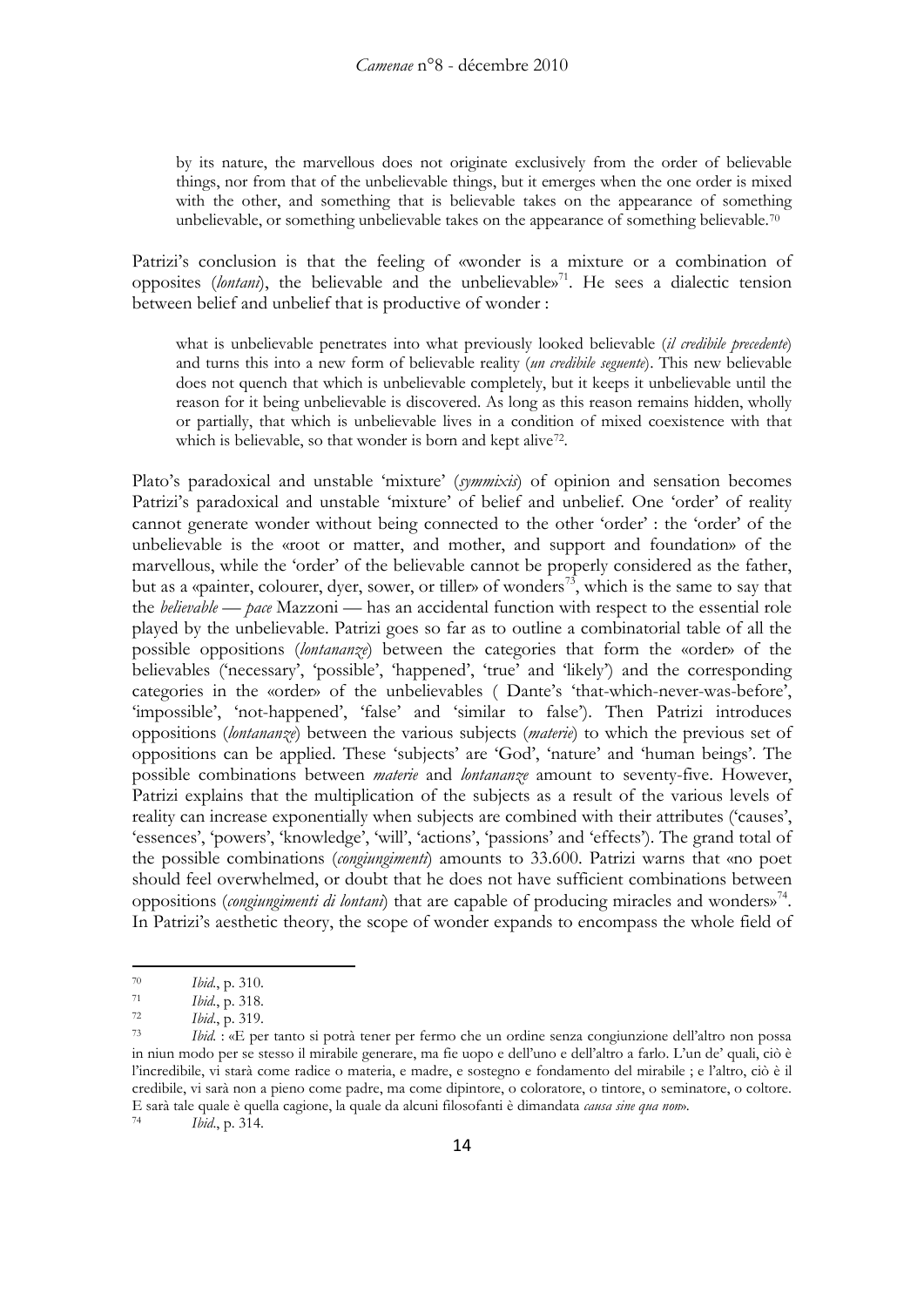> by its nature, the marvellous does not originate exclusively from the order of believable things, nor from that of the unbelievable things, but it emerges when the one order is mixed with the other, and something that is believable takes on the appearance of something unbelievable, or something unbelievable takes on the appearance of something believable.[70]

Patrizi's conclusion is that the feeling of «wonder is a mixture or a combination of opposites (*lontani*), the believable and the unbelievable»[71]. He sees a dialectic tension between belief and unbelief that is productive of wonder :

> what is unbelievable penetrates into what previously looked believable (*il credibile precedente*) and turns this into a new form of believable reality (*un credibile seguente*). This new believable does not quench that which is unbelievable completely, but it keeps it unbelievable until the reason for it being unbelievable is discovered. As long as this reason remains hidden, wholly or partially, that which is unbelievable lives in a condition of mixed coexistence with that which is believable, so that wonder is born and kept alive[72].

Plato's paradoxical and unstable 'mixture' (*symmixis*) of opinion and sensation becomes Patrizi's paradoxical and unstable 'mixture' of belief and unbelief. One 'order' of reality cannot generate wonder without being connected to the other 'order' : the 'order' of the unbelievable is the «root or matter, and mother, and support and foundation» of the marvellous, while the 'order' of the believable cannot be properly considered as the father, but as a «painter, colourer, dyer, sower, or tiller» of wonders[73], which is the same to say that the *believable* — *pace* Mazzoni — has an accidental function with respect to the essential role played by the unbelievable. Patrizi goes so far as to outline a combinatorial table of all the possible oppositions (*lontananze*) between the categories that form the «order» of the believables ('necessary', 'possible', 'happened', 'true' and 'likely') and the corresponding categories in the «order» of the unbelievables ( Dante's 'that-which-never-was-before', 'impossible', 'not-happened', 'false' and 'similar to false'). Then Patrizi introduces oppositions (*lontananze*) between the various subjects (*materie*) to which the previous set of oppositions can be applied. These 'subjects' are 'God', 'nature' and 'human beings'. The possible combinations between *materie* and *lontananze* amount to seventy-five. However, Patrizi explains that the multiplication of the subjects as a result of the various levels of reality can increase exponentially when subjects are combined with their attributes ('causes', 'essences', 'powers', 'knowledge', 'will', 'actions', 'passions' and 'effects'). The grand total of the possible combinations (*congiungimenti*) amounts to 33.600. Patrizi warns that «no poet should feel overwhelmed, or doubt that he does not have sufficient combinations between oppositions (*congiungimenti di lontani*) that are capable of producing miracles and wonders»[74]. In Patrizi's aesthetic theory, the scope of wonder expands to encompass the whole field of

---

[70] *Ibid.*, p. 310.

[71] *Ibid.*, p. 318.

[72] *Ibid.*, p. 319.

[73] *Ibid.* : «E per tanto si potrà tener per fermo che un ordine senza congiunzione dell'altro non possa in niun modo per se stesso il mirabile generare, ma fie uopo e dell'uno e dell'altro a farlo. L'un de' quali, ciò è l'incredibile, vi starà come radice o materia, e madre, e sostegno e fondamento del mirabile ; e l'altro, ciò è il credibile, vi sarà non a pieno come padre, ma come dipintore, o coloratore, o tintore, o seminatore, o coltore. E sarà tale quale è quella cagione, la quale da alcuni filosofanti è dimandata *causa sine qua non*».

[74] *Ibid.*, p. 314.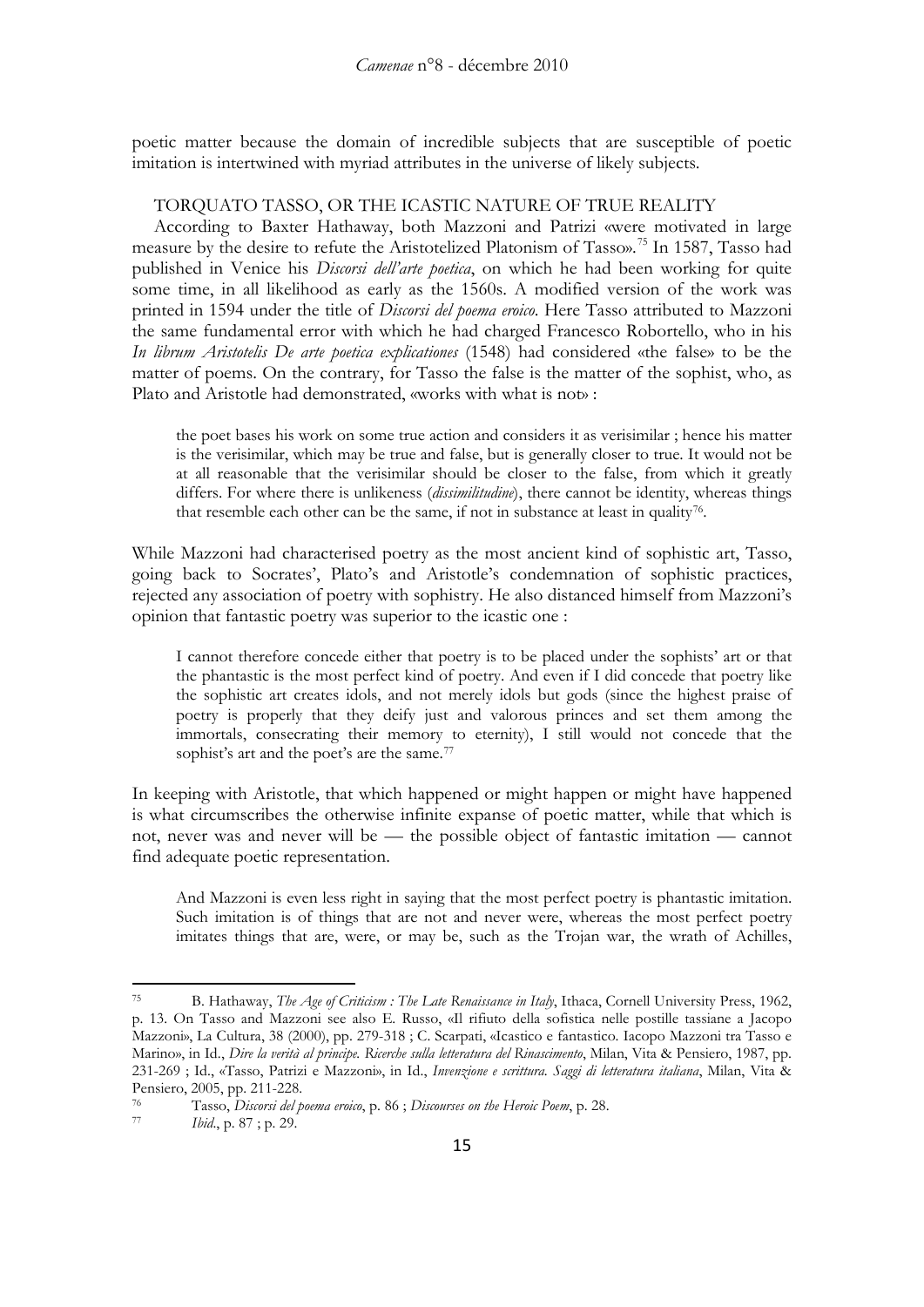poetic matter because the domain of incredible subjects that are susceptible of poetic imitation is intertwined with myriad attributes in the universe of likely subjects.

## TORQUATO TASSO, OR THE ICASTIC NATURE OF TRUE REALITY

According to Baxter Hathaway, both Mazzoni and Patrizi «were motivated in large measure by the desire to refute the Aristotelized Platonism of Tasso».[75] In 1587, Tasso had published in Venice his *Discorsi dell'arte poetica*, on which he had been working for quite some time, in all likelihood as early as the 1560s. A modified version of the work was printed in 1594 under the title of *Discorsi del poema eroico*. Here Tasso attributed to Mazzoni the same fundamental error with which he had charged Francesco Robortello, who in his *In librum Aristotelis De arte poetica explicationes* (1548) had considered «the false» to be the matter of poems. On the contrary, for Tasso the false is the matter of the sophist, who, as Plato and Aristotle had demonstrated, «works with what is not» :

> the poet bases his work on some true action and considers it as verisimilar ; hence his matter is the verisimilar, which may be true and false, but is generally closer to true. It would not be at all reasonable that the verisimilar should be closer to the false, from which it greatly differs. For where there is unlikeness (*dissimilitudine*), there cannot be identity, whereas things that resemble each other can be the same, if not in substance at least in quality[76].

While Mazzoni had characterised poetry as the most ancient kind of sophistic art, Tasso, going back to Socrates', Plato's and Aristotle's condemnation of sophistic practices, rejected any association of poetry with sophistry. He also distanced himself from Mazzoni's opinion that fantastic poetry was superior to the icastic one :

> I cannot therefore concede either that poetry is to be placed under the sophists' art or that the phantastic is the most perfect kind of poetry. And even if I did concede that poetry like the sophistic art creates idols, and not merely idols but gods (since the highest praise of poetry is properly that they deify just and valorous princes and set them among the immortals, consecrating their memory to eternity), I still would not concede that the sophist's art and the poet's are the same.[77]

In keeping with Aristotle, that which happened or might happen or might have happened is what circumscribes the otherwise infinite expanse of poetic matter, while that which is not, never was and never will be — the possible object of fantastic imitation — cannot find adequate poetic representation.

> And Mazzoni is even less right in saying that the most perfect poetry is phantastic imitation. Such imitation is of things that are not and never were, whereas the most perfect poetry imitates things that are, were, or may be, such as the Trojan war, the wrath of Achilles,

---

[75] B. Hathaway, *The Age of Criticism : The Late Renaissance in Italy*, Ithaca, Cornell University Press, 1962, p. 13. On Tasso and Mazzoni see also E. Russo, «Il rifiuto della sofistica nelle postille tassiane a Jacopo Mazzoni», La Cultura, 38 (2000), pp. 279-318 ; C. Scarpati, «Icastico e fantastico. Iacopo Mazzoni tra Tasso e Marino», in Id., *Dire la verità al principe. Ricerche sulla letteratura del Rinascimento*, Milan, Vita & Pensiero, 1987, pp. 231-269 ; Id., «Tasso, Patrizi e Mazzoni», in Id., *Invenzione e scrittura. Saggi di letteratura italiana*, Milan, Vita & Pensiero, 2005, pp. 211-228.

[76] Tasso, *Discorsi del poema eroico*, p. 86 ; *Discourses on the Heroic Poem*, p. 28.

[77] *Ibid*., p. 87 ; p. 29.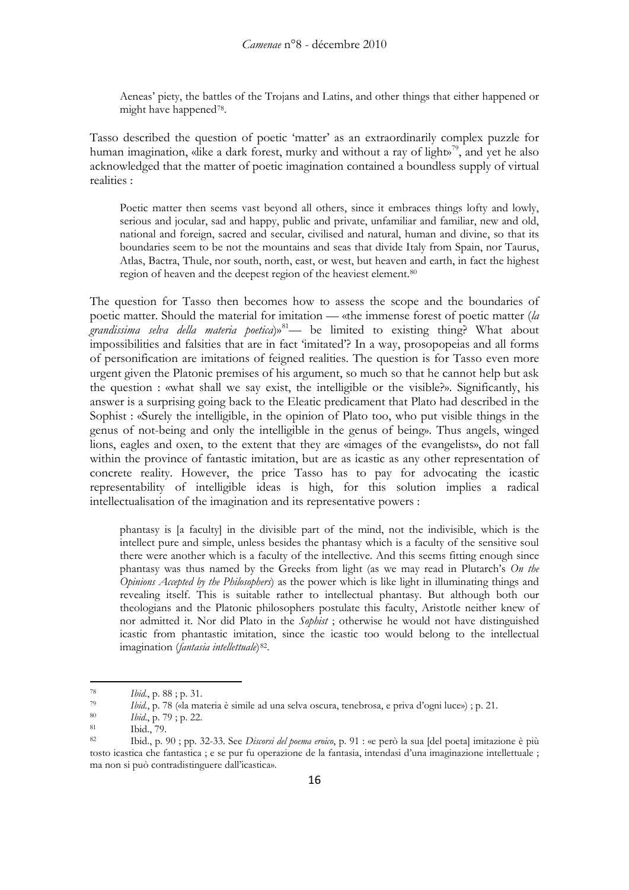> Aeneas' piety, the battles of the Trojans and Latins, and other things that either happened or might have happened[78].

Tasso described the question of poetic 'matter' as an extraordinarily complex puzzle for human imagination, «like a dark forest, murky and without a ray of light»[79], and yet he also acknowledged that the matter of poetic imagination contained a boundless supply of virtual realities :

> Poetic matter then seems vast beyond all others, since it embraces things lofty and lowly, serious and jocular, sad and happy, public and private, unfamiliar and familiar, new and old, national and foreign, sacred and secular, civilised and natural, human and divine, so that its boundaries seem to be not the mountains and seas that divide Italy from Spain, nor Taurus, Atlas, Bactra, Thule, nor south, north, east, or west, but heaven and earth, in fact the highest region of heaven and the deepest region of the heaviest element.[80]

The question for Tasso then becomes how to assess the scope and the boundaries of poetic matter. Should the material for imitation — «the immense forest of poetic matter (*la grandissima selva della materia poetica*)»[81]— be limited to existing thing? What about impossibilities and falsities that are in fact 'imitated'? In a way, prosopopeias and all forms of personification are imitations of feigned realities. The question is for Tasso even more urgent given the Platonic premises of his argument, so much so that he cannot help but ask the question : «what shall we say exist, the intelligible or the visible?». Significantly, his answer is a surprising going back to the Eleatic predicament that Plato had described in the Sophist : «Surely the intelligible, in the opinion of Plato too, who put visible things in the genus of not-being and only the intelligible in the genus of being». Thus angels, winged lions, eagles and oxen, to the extent that they are «images of the evangelists», do not fall within the province of fantastic imitation, but are as icastic as any other representation of concrete reality. However, the price Tasso has to pay for advocating the icastic representability of intelligible ideas is high, for this solution implies a radical intellectualisation of the imagination and its representative powers :

> phantasy is [a faculty] in the divisible part of the mind, not the indivisible, which is the intellect pure and simple, unless besides the phantasy which is a faculty of the sensitive soul there were another which is a faculty of the intellective. And this seems fitting enough since phantasy was thus named by the Greeks from light (as we may read in Plutarch's *On the Opinions Accepted by the Philosophers*) as the power which is like light in illuminating things and revealing itself. This is suitable rather to intellectual phantasy. But although both our theologians and the Platonic philosophers postulate this faculty, Aristotle neither knew of nor admitted it. Nor did Plato in the *Sophist* ; otherwise he would not have distinguished icastic from phantastic imitation, since the icastic too would belong to the intellectual imagination (*fantasia intellettuale*)[82].

---

[78] *Ibid.*, p. 88 ; p. 31.

[79] *Ibid.*, p. 78 («la materia è simile ad una selva oscura, tenebrosa, e priva d'ogni luce») ; p. 21.

[80] *Ibid.*, p. 79 ; p. 22.

[81] Ibid., 79.

[82] Ibid., p. 90 ; pp. 32-33. See *Discorsi del poema eroico*, p. 91 : «e però la sua [del poeta] imitazione è più tosto icastica che fantastica ; e se pur fu operazione de la fantasia, intendasi d'una imaginazione intellettuale ; ma non si può contradistinguere dall'icastica».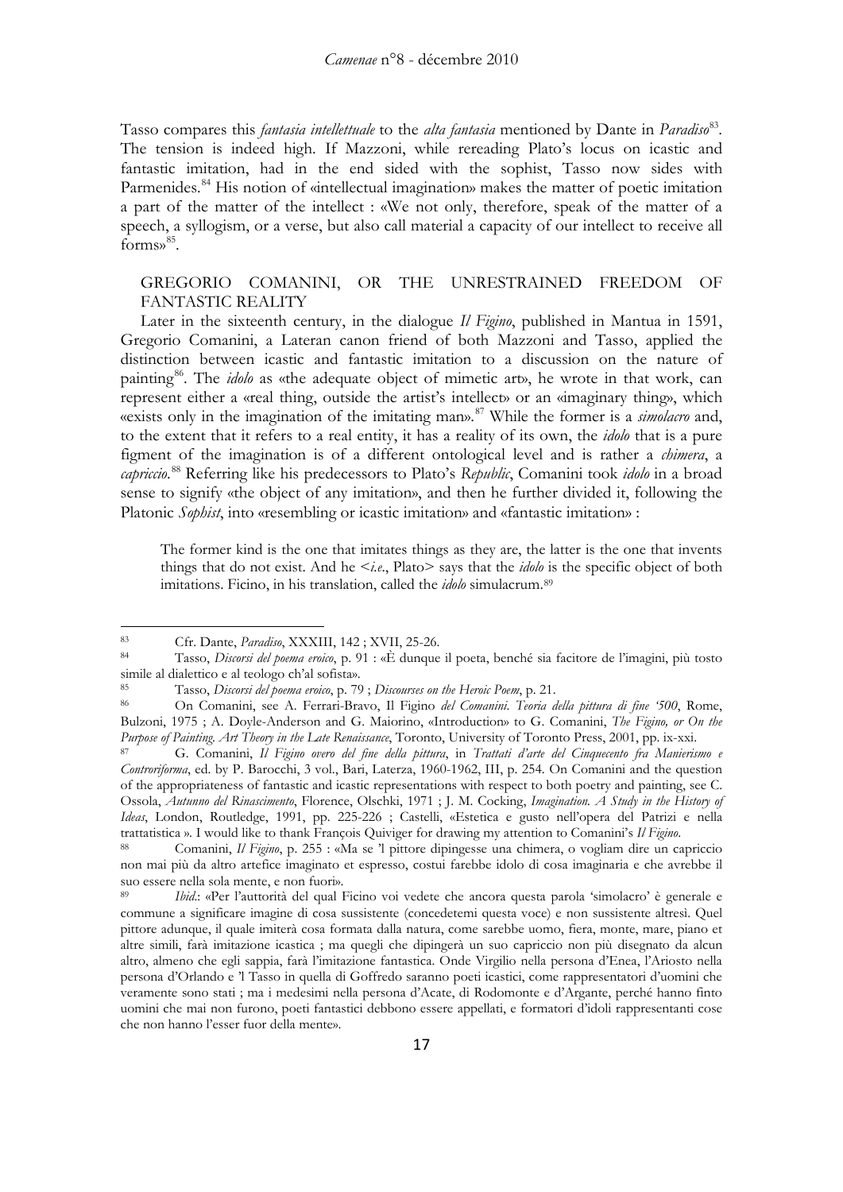Tasso compares this *fantasia intellettuale* to the *alta fantasia* mentioned by Dante in *Paradiso*[83]. The tension is indeed high. If Mazzoni, while rereading Plato's locus on icastic and fantastic imitation, had in the end sided with the sophist, Tasso now sides with Parmenides.[84] His notion of «intellectual imagination» makes the matter of poetic imitation a part of the matter of the intellect : «We not only, therefore, speak of the matter of a speech, a syllogism, or a verse, but also call material a capacity of our intellect to receive all forms»[85].

## GREGORIO COMANINI, OR THE UNRESTRAINED FREEDOM OF FANTASTIC REALITY

Later in the sixteenth century, in the dialogue *Il Figino*, published in Mantua in 1591, Gregorio Comanini, a Lateran canon friend of both Mazzoni and Tasso, applied the distinction between icastic and fantastic imitation to a discussion on the nature of painting[86]. The *idolo* as «the adequate object of mimetic art», he wrote in that work, can represent either a «real thing, outside the artist's intellect» or an «imaginary thing», which «exists only in the imagination of the imitating man».[87] While the former is a *simolacro* and, to the extent that it refers to a real entity, it has a reality of its own, the *idolo* that is a pure figment of the imagination is of a different ontological level and is rather a *chimera*, a *capriccio*.[88] Referring like his predecessors to Plato's *Republic*, Comanini took *idolo* in a broad sense to signify «the object of any imitation», and then he further divided it, following the Platonic *Sophist*, into «resembling or icastic imitation» and «fantastic imitation» :

> The former kind is the one that imitates things as they are, the latter is the one that invents things that do not exist. And he <*i.e.*, Plato> says that the *idolo* is the specific object of both imitations. Ficino, in his translation, called the *idolo* simulacrum.[89]

---

[83] Cfr. Dante, *Paradiso*, XXXIII, 142 ; XVII, 25-26.

[84] Tasso, *Discorsi del poema eroico*, p. 91 : «È dunque il poeta, benché sia facitore de l'imagini, più tosto simile al dialettico e al teologo ch'al sofista».

[85] Tasso, *Discorsi del poema eroico*, p. 79 ; *Discourses on the Heroic Poem*, p. 21.

[86] On Comanini, see A. Ferrari-Bravo, Il Figino *del Comanini. Teoria della pittura di fine '500*, Rome, Bulzoni, 1975 ; A. Doyle-Anderson and G. Maiorino, «Introduction» to G. Comanini, *The Figino, or On the Purpose of Painting. Art Theory in the Late Renaissance*, Toronto, University of Toronto Press, 2001, pp. ix-xxi.

[87] G. Comanini, *Il Figino overo del fine della pittura*, in *Trattati d'arte del Cinquecento fra Manierismo e Controriforma*, ed. by P. Barocchi, 3 vol., Bari, Laterza, 1960-1962, III, p. 254. On Comanini and the question of the appropriateness of fantastic and icastic representations with respect to both poetry and painting, see C. Ossola, *Autunno del Rinascimento*, Florence, Olschki, 1971 ; J. M. Cocking, *Imagination. A Study in the History of Ideas*, London, Routledge, 1991, pp. 225-226 ; Castelli, «Estetica e gusto nell'opera del Patrizi e nella trattatistica ». I would like to thank François Quiviger for drawing my attention to Comanini's *Il Figino*.

[88] Comanini, *Il Figino*, p. 255 : «Ma se 'l pittore dipingesse una chimera, o vogliam dire un capriccio non mai più da altro artefice imaginato et espresso, costui farebbe idolo di cosa imaginaria e che avrebbe il suo essere nella sola mente, e non fuori».

[89] *Ibid.*: «Per l'auttorità del qual Ficino voi vedete che ancora questa parola 'simolacro' è generale e commune a significare imagine di cosa sussistente (concedetemi questa voce) e non sussistente altresì. Quel pittore adunque, il quale imiterà cosa formata dalla natura, come sarebbe uomo, fiera, monte, mare, piano et altre simili, farà imitazione icastica ; ma quegli che dipingerà un suo capriccio non più disegnato da alcun altro, almeno che egli sappia, farà l'imitazione fantastica. Onde Virgilio nella persona d'Enea, l'Ariosto nella persona d'Orlando e 'l Tasso in quella di Goffredo saranno poeti icastici, come rappresentatori d'uomini che veramente sono stati ; ma i medesimi nella persona d'Acate, di Rodomonte e d'Argante, perché hanno finto uomini che mai non furono, poeti fantastici debbono essere appellati, e formatori d'idoli rappresentanti cose che non hanno l'esser fuor della mente».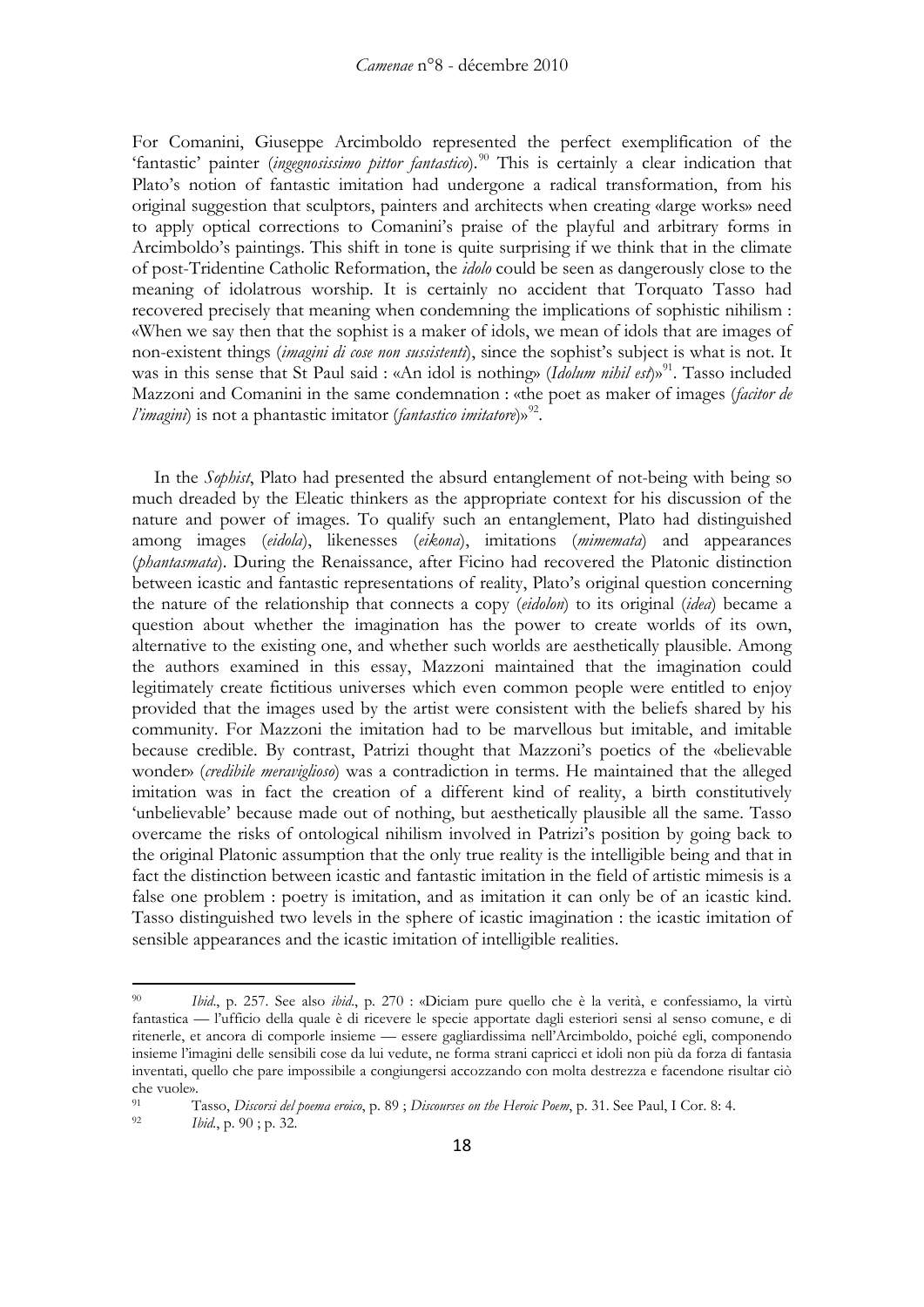For Comanini, Giuseppe Arcimboldo represented the perfect exemplification of the 'fantastic' painter (*ingegnosissimo pittor fantastico*).[90] This is certainly a clear indication that Plato's notion of fantastic imitation had undergone a radical transformation, from his original suggestion that sculptors, painters and architects when creating «large works» need to apply optical corrections to Comanini's praise of the playful and arbitrary forms in Arcimboldo's paintings. This shift in tone is quite surprising if we think that in the climate of post-Tridentine Catholic Reformation, the *idolo* could be seen as dangerously close to the meaning of idolatrous worship. It is certainly no accident that Torquato Tasso had recovered precisely that meaning when condemning the implications of sophistic nihilism : «When we say then that the sophist is a maker of idols, we mean of idols that are images of non-existent things (*imagini di cose non sussistenti*), since the sophist's subject is what is not. It was in this sense that St Paul said : «An idol is nothing» (*Idolum nihil est*)»[91]. Tasso included Mazzoni and Comanini in the same condemnation : «the poet as maker of images (*facitor de l'imagini*) is not a phantastic imitator (*fantastico imitatore*)»[92].

In the *Sophist*, Plato had presented the absurd entanglement of not-being with being so much dreaded by the Eleatic thinkers as the appropriate context for his discussion of the nature and power of images. To qualify such an entanglement, Plato had distinguished among images (*eidola*), likenesses (*eikona*), imitations (*mimemata*) and appearances (*phantasmata*). During the Renaissance, after Ficino had recovered the Platonic distinction between icastic and fantastic representations of reality, Plato's original question concerning the nature of the relationship that connects a copy (*eidolon*) to its original (*idea*) became a question about whether the imagination has the power to create worlds of its own, alternative to the existing one, and whether such worlds are aesthetically plausible. Among the authors examined in this essay, Mazzoni maintained that the imagination could legitimately create fictitious universes which even common people were entitled to enjoy provided that the images used by the artist were consistent with the beliefs shared by his community. For Mazzoni the imitation had to be marvellous but imitable, and imitable because credible. By contrast, Patrizi thought that Mazzoni's poetics of the «believable wonder» (*credibile meraviglioso*) was a contradiction in terms. He maintained that the alleged imitation was in fact the creation of a different kind of reality, a birth constitutively 'unbelievable' because made out of nothing, but aesthetically plausible all the same. Tasso overcame the risks of ontological nihilism involved in Patrizi's position by going back to the original Platonic assumption that the only true reality is the intelligible being and that in fact the distinction between icastic and fantastic imitation in the field of artistic mimesis is a false one problem : poetry is imitation, and as imitation it can only be of an icastic kind. Tasso distinguished two levels in the sphere of icastic imagination : the icastic imitation of sensible appearances and the icastic imitation of intelligible realities.

---

[90] *Ibid*., p. 257. See also *ibid*., p. 270 : «Diciam pure quello che è la verità, e confessiamo, la virtù fantastica — l'ufficio della quale è di ricevere le specie apportate dagli esteriori sensi al senso comune, e di ritenerle, et ancora di comporle insieme — essere gagliardissima nell'Arcimboldo, poiché egli, componendo insieme l'imagini delle sensibili cose da lui vedute, ne forma strani capricci et idoli non più da forza di fantasia inventati, quello che pare impossibile a congiungersi accozzando con molta destrezza e facendone risultar ciò che vuole».

[91] Tasso, *Discorsi del poema eroico*, p. 89 ; *Discourses on the Heroic Poem*, p. 31. See Paul, I Cor. 8: 4.

[92] *Ibid*., p. 90 ; p. 32.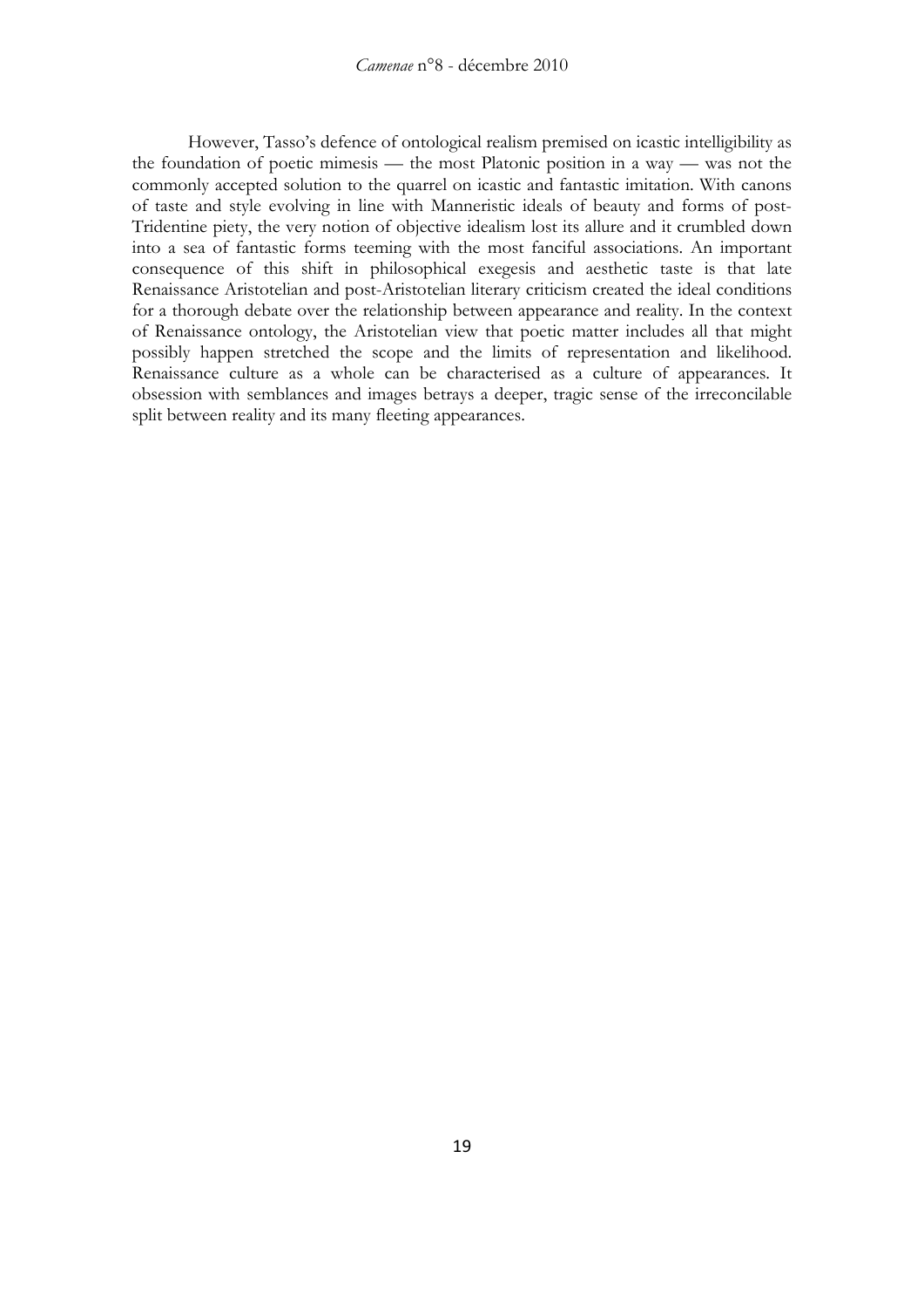However, Tasso's defence of ontological realism premised on icastic intelligibility as the foundation of poetic mimesis — the most Platonic position in a way — was not the commonly accepted solution to the quarrel on icastic and fantastic imitation. With canons of taste and style evolving in line with Manneristic ideals of beauty and forms of post-Tridentine piety, the very notion of objective idealism lost its allure and it crumbled down into a sea of fantastic forms teeming with the most fanciful associations. An important consequence of this shift in philosophical exegesis and aesthetic taste is that late Renaissance Aristotelian and post-Aristotelian literary criticism created the ideal conditions for a thorough debate over the relationship between appearance and reality. In the context of Renaissance ontology, the Aristotelian view that poetic matter includes all that might possibly happen stretched the scope and the limits of representation and likelihood. Renaissance culture as a whole can be characterised as a culture of appearances. It obsession with semblances and images betrays a deeper, tragic sense of the irreconcilable split between reality and its many fleeting appearances.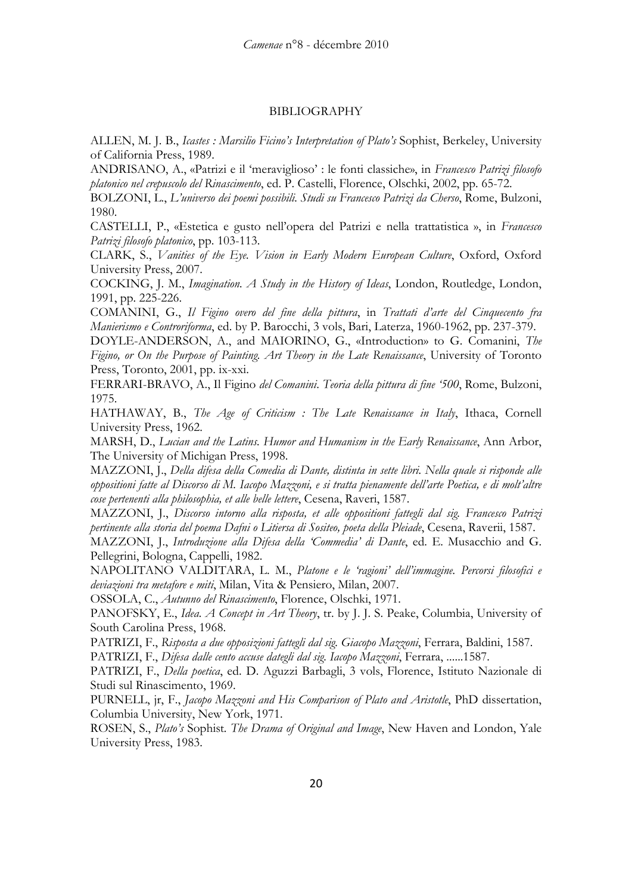## BIBLIOGRAPHY

ALLEN, M. J. B., *Icastes : Marsilio Ficino's Interpretation of Plato's* Sophist, Berkeley, University of California Press, 1989.

ANDRISANO, A., «Patrizi e il 'meraviglioso' : le fonti classiche», in *Francesco Patrizi filosofo platonico nel crepuscolo del Rinascimento*, ed. P. Castelli, Florence, Olschki, 2002, pp. 65-72.

BOLZONI, L., *L'universo dei poemi possibili. Studi su Francesco Patrizi da Cherso*, Rome, Bulzoni, 1980.

CASTELLI, P., «Estetica e gusto nell'opera del Patrizi e nella trattatistica », in *Francesco Patrizi filosofo platonico*, pp. 103-113.

CLARK, S., *Vanities of the Eye. Vision in Early Modern European Culture*, Oxford, Oxford University Press, 2007.

COCKING, J. M., *Imagination. A Study in the History of Ideas*, London, Routledge, London, 1991, pp. 225-226.

COMANINI, G., *Il Figino overo del fine della pittura*, in *Trattati d'arte del Cinquecento fra Manierismo e Controriforma*, ed. by P. Barocchi, 3 vols, Bari, Laterza, 1960-1962, pp. 237-379.

DOYLE-ANDERSON, A., and MAIORINO, G., «Introduction» to G. Comanini, *The Figino, or On the Purpose of Painting. Art Theory in the Late Renaissance*, University of Toronto Press, Toronto, 2001, pp. ix-xxi.

FERRARI-BRAVO, A., Il Figino *del Comanini. Teoria della pittura di fine '500*, Rome, Bulzoni, 1975.

HATHAWAY, B., *The Age of Criticism : The Late Renaissance in Italy*, Ithaca, Cornell University Press, 1962.

MARSH, D., *Lucian and the Latins. Humor and Humanism in the Early Renaissance*, Ann Arbor, The University of Michigan Press, 1998.

MAZZONI, J., *Della difesa della Comedia di Dante, distinta in sette libri. Nella quale si risponde alle oppositioni fatte al Discorso di M. Iacopo Mazzoni, e si tratta pienamente dell'arte Poetica, e di molt'altre cose pertenenti alla philosophia, et alle belle lettere*, Cesena, Raveri, 1587.

MAZZONI, J., *Discorso intorno alla risposta, et alle oppositioni fattegli dal sig. Francesco Patrizi pertinente alla storia del poema Dafni o Litiersa di Sositeo, poeta della Pleiade*, Cesena, Raverii, 1587.

MAZZONI, J., *Introduzione alla Difesa della 'Commedia' di Dante*, ed. E. Musacchio and G. Pellegrini, Bologna, Cappelli, 1982.

NAPOLITANO VALDITARA, L. M., *Platone e le 'ragioni' dell'immagine. Percorsi filosofici e deviazioni tra metafore e miti*, Milan, Vita & Pensiero, Milan, 2007.

OSSOLA, C., *Autunno del Rinascimento*, Florence, Olschki, 1971.

PANOFSKY, E., *Idea. A Concept in Art Theory*, tr. by J. J. S. Peake, Columbia, University of South Carolina Press, 1968.

PATRIZI, F., *Risposta a due opposizioni fattegli dal sig. Giacopo Mazzoni*, Ferrara, Baldini, 1587.

PATRIZI, F., *Difesa dalle cento accuse dategli dal sig. Iacopo Mazzoni*, Ferrara, ......1587.

PATRIZI, F., *Della poetica*, ed. D. Aguzzi Barbagli, 3 vols, Florence, Istituto Nazionale di Studi sul Rinascimento, 1969.

PURNELL, jr, F., *Jacopo Mazzoni and His Comparison of Plato and Aristotle*, PhD dissertation, Columbia University, New York, 1971.

ROSEN, S., *Plato's* Sophist. *The Drama of Original and Image*, New Haven and London, Yale University Press, 1983.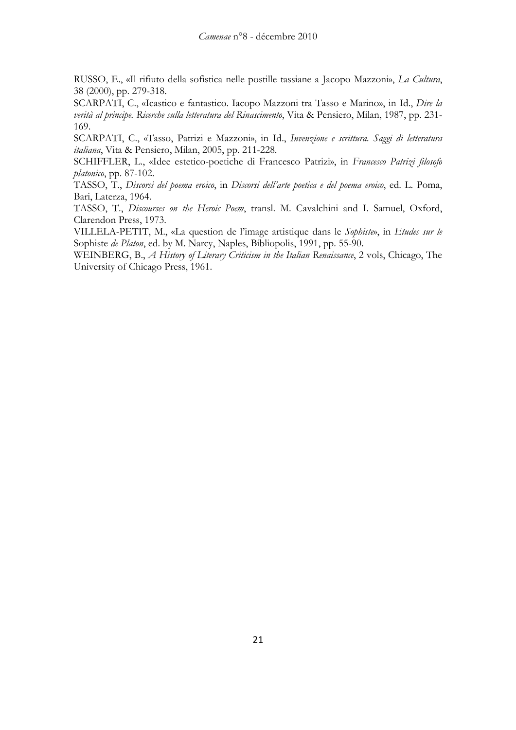RUSSO, E., «Il rifiuto della sofistica nelle postille tassiane a Jacopo Mazzoni», *La Cultura*, 38 (2000), pp. 279-318.

SCARPATI, C., «Icastico e fantastico. Iacopo Mazzoni tra Tasso e Marino», in Id., *Dire la verità al principe. Ricerche sulla letteratura del Rinascimento*, Vita & Pensiero, Milan, 1987, pp. 231-169.

SCARPATI, C., «Tasso, Patrizi e Mazzoni», in Id., *Invenzione e scrittura. Saggi di letteratura italiana*, Vita & Pensiero, Milan, 2005, pp. 211-228.

SCHIFFLER, L., «Idee estetico-poetiche di Francesco Patrizi», in *Francesco Patrizi filosofo platonico*, pp. 87-102.

TASSO, T., *Discorsi del poema eroico*, in *Discorsi dell'arte poetica e del poema eroico*, ed. L. Poma, Bari, Laterza, 1964.

TASSO, T., *Discourses on the Heroic Poem*, transl. M. Cavalchini and I. Samuel, Oxford, Clarendon Press, 1973.

VILLELA-PETIT, M., «La question de l'image artistique dans le *Sophiste*», in *Etudes sur le* Sophiste *de Platon*, ed. by M. Narcy, Naples, Bibliopolis, 1991, pp. 55-90.

WEINBERG, B., *A History of Literary Criticism in the Italian Renaissance*, 2 vols, Chicago, The University of Chicago Press, 1961.